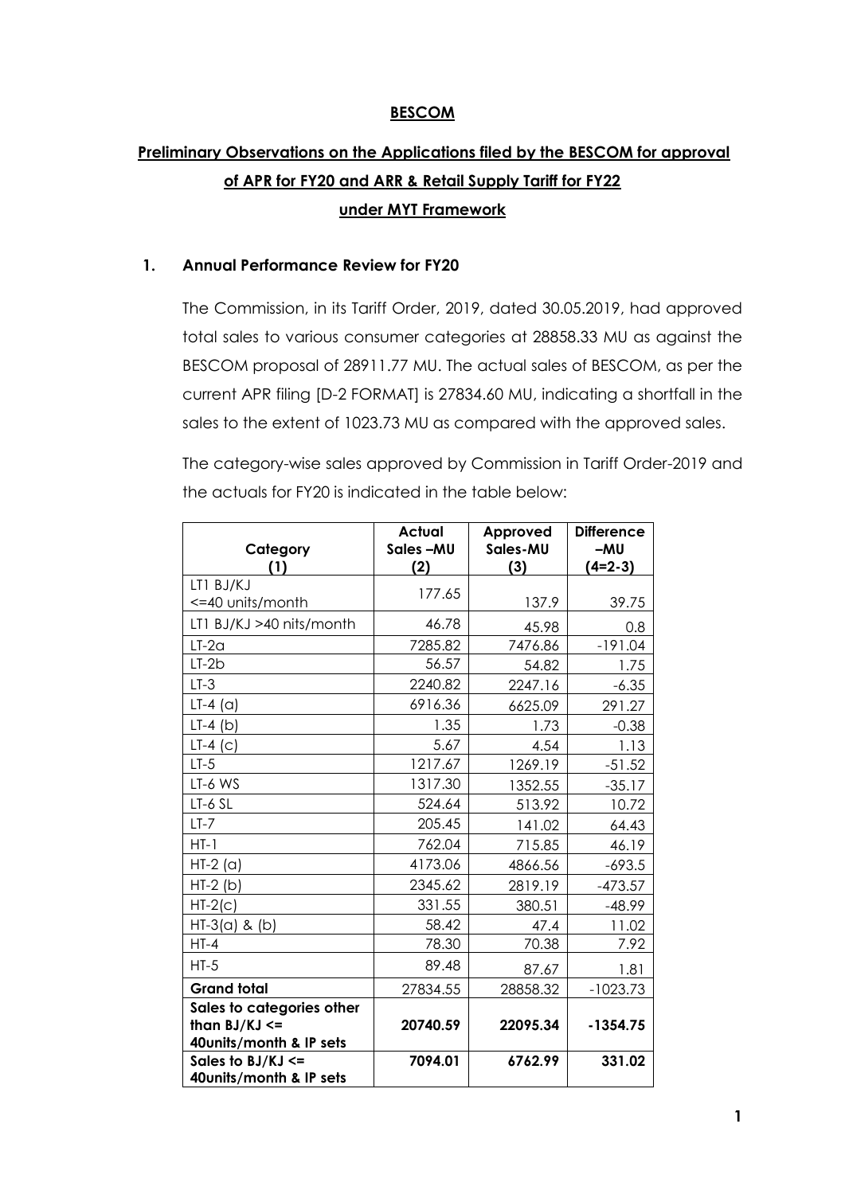**BESCOM**

**Preliminary Observations on the Applications filed by the BESCOM for approval of APR for FY20 and ARR & Retail Supply Tariff for FY22 under MYT Framework**

**1. Annual Performance Review for FY20**

The Commission, in its Tariff Order, 2019, dated 30.05.2019, had approved total sales to various consumer categories at 28858.33 MU as against the BESCOM proposal of 28911.77 MU. The actual sales of BESCOM, as per the current APR filing [D-2 FORMAT] is 27834.60 MU, indicating a shortfall in the sales to the extent of 1023.73 MU as compared with the approved sales.

The category-wise sales approved by Commission in Tariff Order-2019 and the actuals for FY20 is indicated in the table below:

| Category (1) | Actual Sales –MU (2) | Approved Sales-MU (3) | Difference –MU (4=2-3) |
|---|---|---|---|
| LT1 BJ/KJ <=40 units/month | 177.65 | 137.9 | 39.75 |
| LT1 BJ/KJ >40 nits/month | 46.78 | 45.98 | 0.8 |
| LT-2a | 7285.82 | 7476.86 | -191.04 |
| LT-2b | 56.57 | 54.82 | 1.75 |
| LT-3 | 2240.82 | 2247.16 | -6.35 |
| LT-4 (a) | 6916.36 | 6625.09 | 291.27 |
| LT-4 (b) | 1.35 | 1.73 | -0.38 |
| LT-4 (c) | 5.67 | 4.54 | 1.13 |
| LT-5 | 1217.67 | 1269.19 | -51.52 |
| LT-6 WS | 1317.30 | 1352.55 | -35.17 |
| LT-6 SL | 524.64 | 513.92 | 10.72 |
| LT-7 | 205.45 | 141.02 | 64.43 |
| HT-1 | 762.04 | 715.85 | 46.19 |
| HT-2 (a) | 4173.06 | 4866.56 | -693.5 |
| HT-2 (b) | 2345.62 | 2819.19 | -473.57 |
| HT-2(c) | 331.55 | 380.51 | -48.99 |
| HT-3(a) & (b) | 58.42 | 47.4 | 11.02 |
| HT-4 | 78.30 | 70.38 | 7.92 |
| HT-5 | 89.48 | 87.67 | 1.81 |
| **Grand total** | 27834.55 | 28858.32 | -1023.73 |
| **Sales to categories other than BJ/KJ <= 40units/month & IP sets** | **20740.59** | **22095.34** | **-1354.75** |
| **Sales to BJ/KJ <= 40units/month & IP sets** | **7094.01** | **6762.99** | **331.02** |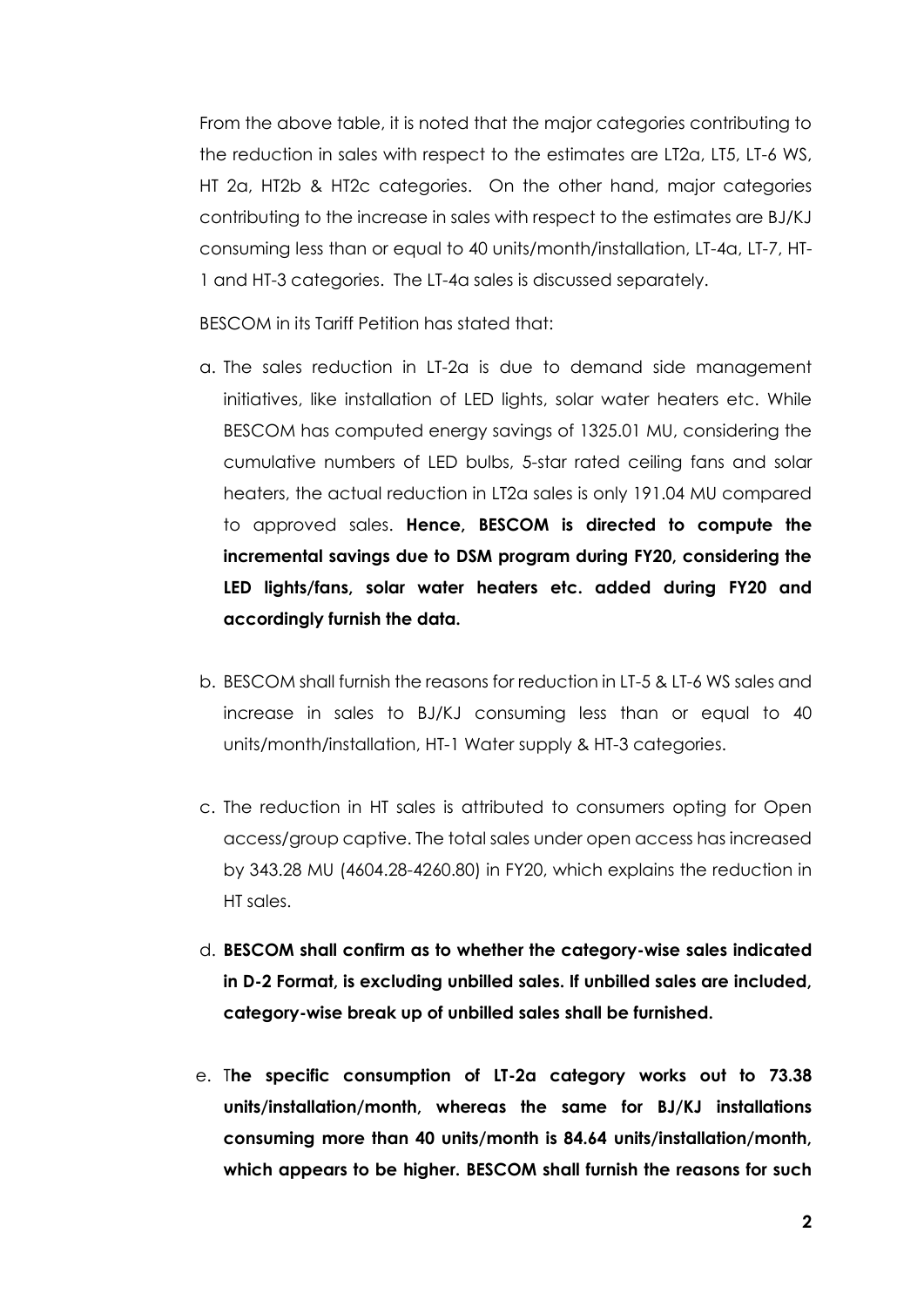From the above table, it is noted that the major categories contributing to the reduction in sales with respect to the estimates are LT2a, LT5, LT-6 WS, HT 2a, HT2b & HT2c categories. On the other hand, major categories contributing to the increase in sales with respect to the estimates are BJ/KJ consuming less than or equal to 40 units/month/installation, LT-4a, LT-7, HT-1 and HT-3 categories. The LT-4a sales is discussed separately.

BESCOM in its Tariff Petition has stated that:

a. The sales reduction in LT-2a is due to demand side management initiatives, like installation of LED lights, solar water heaters etc. While BESCOM has computed energy savings of 1325.01 MU, considering the cumulative numbers of LED bulbs, 5-star rated ceiling fans and solar heaters, the actual reduction in LT2a sales is only 191.04 MU compared to approved sales. **Hence, BESCOM is directed to compute the incremental savings due to DSM program during FY20, considering the LED lights/fans, solar water heaters etc. added during FY20 and accordingly furnish the data.**

b. BESCOM shall furnish the reasons for reduction in LT-5 & LT-6 WS sales and increase in sales to BJ/KJ consuming less than or equal to 40 units/month/installation, HT-1 Water supply & HT-3 categories.

c. The reduction in HT sales is attributed to consumers opting for Open access/group captive. The total sales under open access has increased by 343.28 MU (4604.28-4260.80) in FY20, which explains the reduction in HT sales.

d. **BESCOM shall confirm as to whether the category-wise sales indicated in D-2 Format, is excluding unbilled sales. If unbilled sales are included, category-wise break up of unbilled sales shall be furnished.**

e. T**he specific consumption of LT-2a category works out to 73.38 units/installation/month, whereas the same for BJ/KJ installations consuming more than 40 units/month is 84.64 units/installation/month, which appears to be higher. BESCOM shall furnish the reasons for such**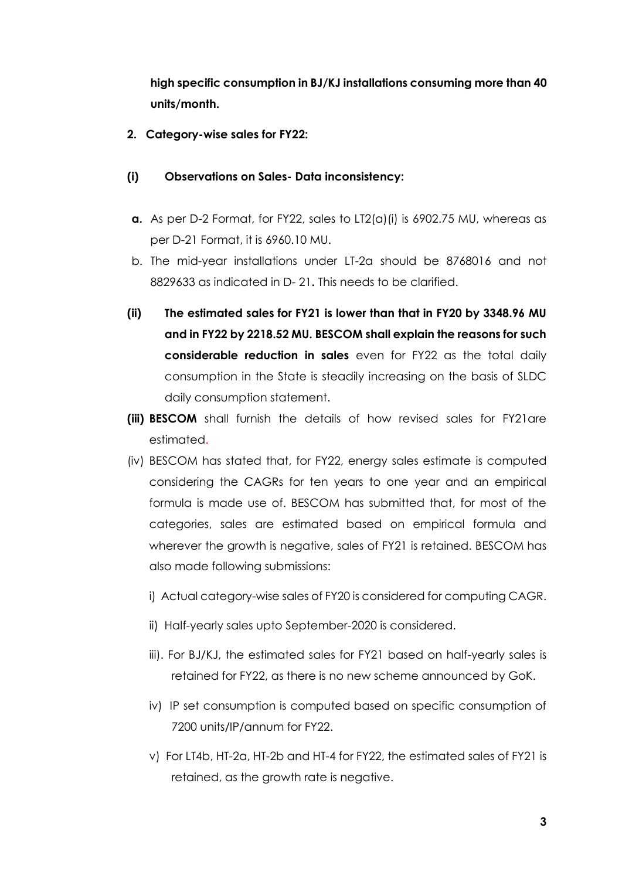**high specific consumption in BJ/KJ installations consuming more than 40 units/month.**

**2. Category-wise sales for FY22:**

**(i) Observations on Sales- Data inconsistency:**

**a.** As per D-2 Format, for FY22, sales to LT2(a)(i) is 6902.75 MU, whereas as per D-21 Format, it is 6960.10 MU.

b. The mid-year installations under LT-2a should be 8768016 and not 8829633 as indicated in D- 21**.** This needs to be clarified.

**(ii) The estimated sales for FY21 is lower than that in FY20 by 3348.96 MU and in FY22 by 2218.52 MU. BESCOM shall explain the reasons for such considerable reduction in sales** even for FY22 as the total daily consumption in the State is steadily increasing on the basis of SLDC daily consumption statement.

**(iii) BESCOM** shall furnish the details of how revised sales for FY21are estimated.

(iv) BESCOM has stated that, for FY22, energy sales estimate is computed considering the CAGRs for ten years to one year and an empirical formula is made use of. BESCOM has submitted that, for most of the categories, sales are estimated based on empirical formula and wherever the growth is negative, sales of FY21 is retained. BESCOM has also made following submissions:

i) Actual category-wise sales of FY20 is considered for computing CAGR.

ii) Half-yearly sales upto September-2020 is considered.

iii). For BJ/KJ, the estimated sales for FY21 based on half-yearly sales is retained for FY22, as there is no new scheme announced by GoK.

iv) IP set consumption is computed based on specific consumption of 7200 units/IP/annum for FY22.

v) For LT4b, HT-2a, HT-2b and HT-4 for FY22, the estimated sales of FY21 is retained, as the growth rate is negative.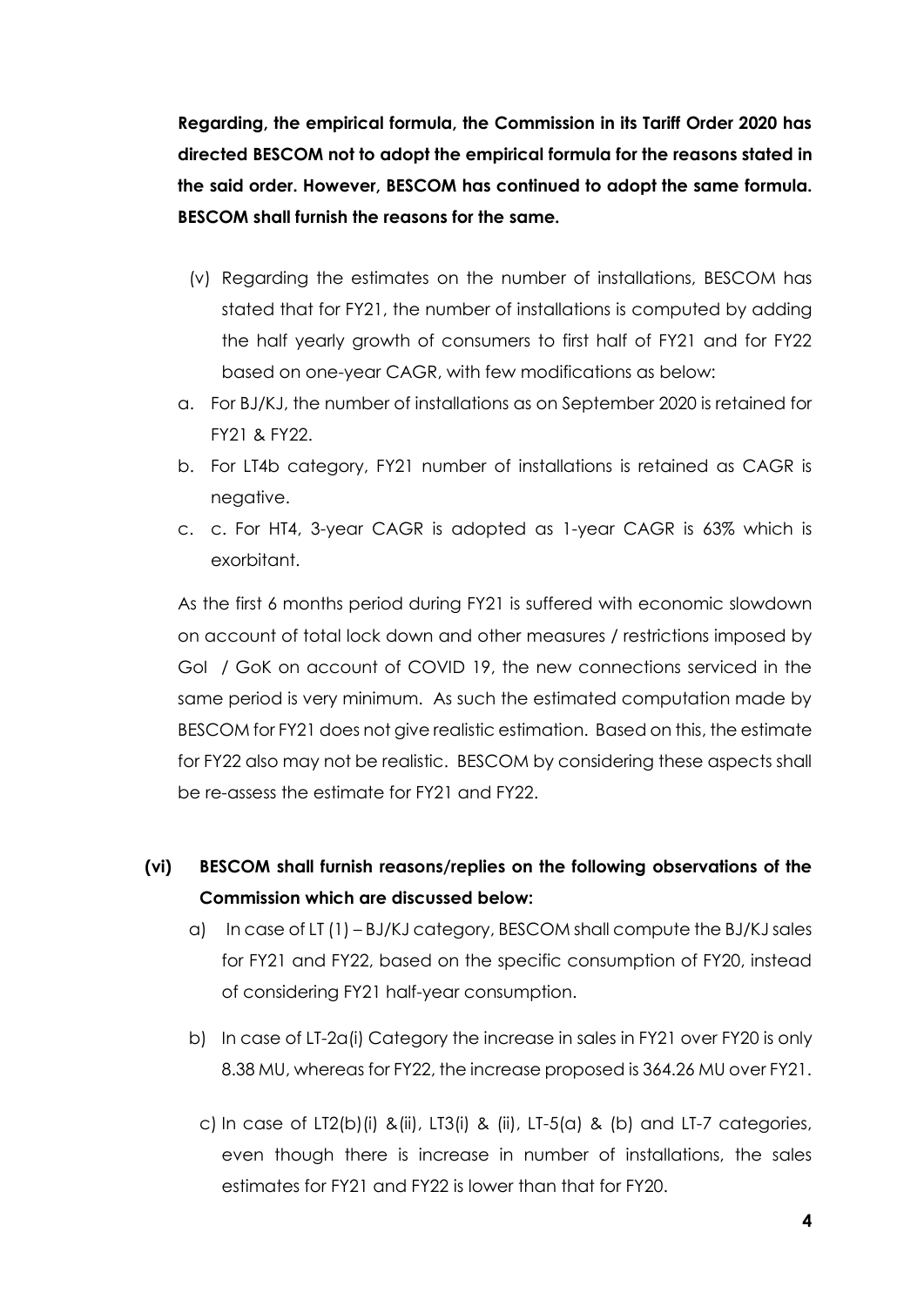**Regarding, the empirical formula, the Commission in its Tariff Order 2020 has directed BESCOM not to adopt the empirical formula for the reasons stated in the said order. However, BESCOM has continued to adopt the same formula. BESCOM shall furnish the reasons for the same.**

(v) Regarding the estimates on the number of installations, BESCOM has stated that for FY21, the number of installations is computed by adding the half yearly growth of consumers to first half of FY21 and for FY22 based on one-year CAGR, with few modifications as below:

a. For BJ/KJ, the number of installations as on September 2020 is retained for FY21 & FY22.

b. For LT4b category, FY21 number of installations is retained as CAGR is negative.

c. c. For HT4, 3-year CAGR is adopted as 1-year CAGR is 63% which is exorbitant.

As the first 6 months period during FY21 is suffered with economic slowdown on account of total lock down and other measures / restrictions imposed by GoI / GoK on account of COVID 19, the new connections serviced in the same period is very minimum. As such the estimated computation made by BESCOM for FY21 does not give realistic estimation. Based on this, the estimate for FY22 also may not be realistic. BESCOM by considering these aspects shall be re-assess the estimate for FY21 and FY22.

**(vi) BESCOM shall furnish reasons/replies on the following observations of the Commission which are discussed below:**

a) In case of LT (1) – BJ/KJ category, BESCOM shall compute the BJ/KJ sales for FY21 and FY22, based on the specific consumption of FY20, instead of considering FY21 half-year consumption.

b) In case of LT-2a(i) Category the increase in sales in FY21 over FY20 is only 8.38 MU, whereas for FY22, the increase proposed is 364.26 MU over FY21.

c) In case of LT2(b)(i) &(ii), LT3(i) & (ii), LT-5(a) & (b) and LT-7 categories, even though there is increase in number of installations, the sales estimates for FY21 and FY22 is lower than that for FY20.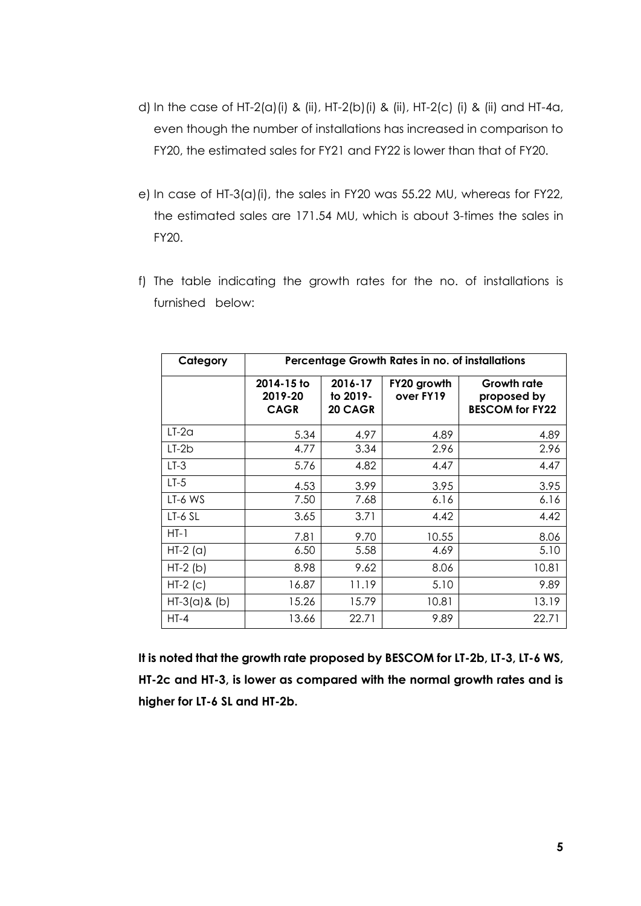d) In the case of HT-2(a)(i) & (ii), HT-2(b)(i) & (ii), HT-2(c) (i) & (ii) and HT-4a, even though the number of installations has increased in comparison to FY20, the estimated sales for FY21 and FY22 is lower than that of FY20.

e) In case of HT-3(a)(i), the sales in FY20 was 55.22 MU, whereas for FY22, the estimated sales are 171.54 MU, which is about 3-times the sales in FY20.

f) The table indicating the growth rates for the no. of installations is furnished below:

| Category | Percentage Growth Rates in no. of installations | | | |
|---|---|---|---|---|
| | 2014-15 to 2019-20 CAGR | 2016-17 to 2019-20 CAGR | FY20 growth over FY19 | Growth rate proposed by BESCOM for FY22 |
| LT-2a | 5.34 | 4.97 | 4.89 | 4.89 |
| LT-2b | 4.77 | 3.34 | 2.96 | 2.96 |
| LT-3 | 5.76 | 4.82 | 4.47 | 4.47 |
| LT-5 | 4.53 | 3.99 | 3.95 | 3.95 |
| LT-6 WS | 7.50 | 7.68 | 6.16 | 6.16 |
| LT-6 SL | 3.65 | 3.71 | 4.42 | 4.42 |
| HT-1 | 7.81 | 9.70 | 10.55 | 8.06 |
| HT-2 (a) | 6.50 | 5.58 | 4.69 | 5.10 |
| HT-2 (b) | 8.98 | 9.62 | 8.06 | 10.81 |
| HT-2 (c) | 16.87 | 11.19 | 5.10 | 9.89 |
| HT-3(a)& (b) | 15.26 | 15.79 | 10.81 | 13.19 |
| HT-4 | 13.66 | 22.71 | 9.89 | 22.71 |

**It is noted that the growth rate proposed by BESCOM for LT-2b, LT-3, LT-6 WS, HT-2c and HT-3, is lower as compared with the normal growth rates and is higher for LT-6 SL and HT-2b.**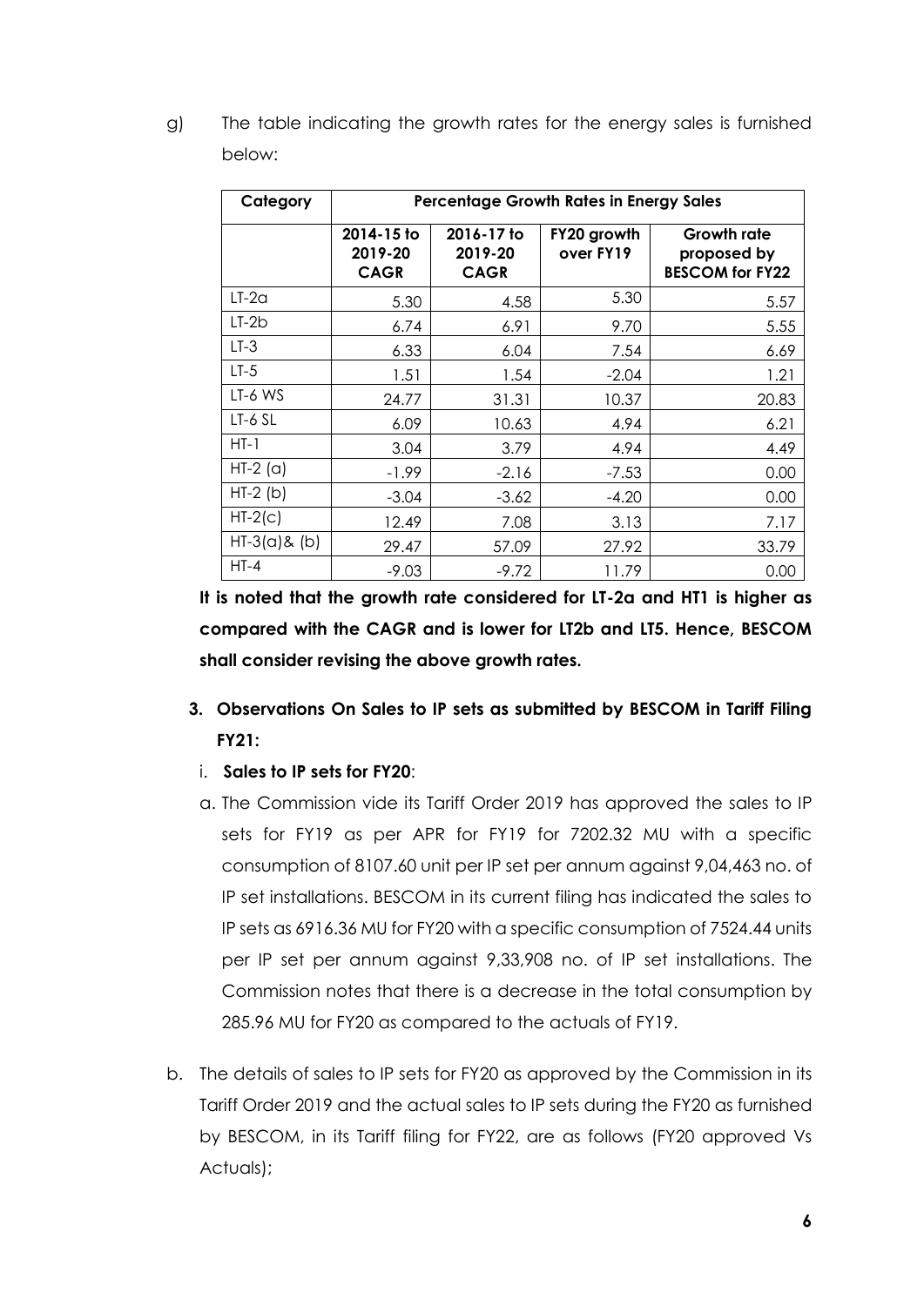g) The table indicating the growth rates for the energy sales is furnished below:

| Category | Percentage Growth Rates in Energy Sales | | | |
|---|---|---|---|---|
| | 2014-15 to 2019-20 CAGR | 2016-17 to 2019-20 CAGR | FY20 growth over FY19 | Growth rate proposed by BESCOM for FY22 |
| LT-2a | 5.30 | 4.58 | 5.30 | 5.57 |
| LT-2b | 6.74 | 6.91 | 9.70 | 5.55 |
| LT-3 | 6.33 | 6.04 | 7.54 | 6.69 |
| LT-5 | 1.51 | 1.54 | -2.04 | 1.21 |
| LT-6 WS | 24.77 | 31.31 | 10.37 | 20.83 |
| LT-6 SL | 6.09 | 10.63 | 4.94 | 6.21 |
| HT-1 | 3.04 | 3.79 | 4.94 | 4.49 |
| HT-2 (a) | -1.99 | -2.16 | -7.53 | 0.00 |
| HT-2 (b) | -3.04 | -3.62 | -4.20 | 0.00 |
| HT-2(c) | 12.49 | 7.08 | 3.13 | 7.17 |
| HT-3(a)& (b) | 29.47 | 57.09 | 27.92 | 33.79 |
| HT-4 | -9.03 | -9.72 | 11.79 | 0.00 |

**It is noted that the growth rate considered for LT-2a and HT1 is higher as compared with the CAGR and is lower for LT2b and LT5. Hence, BESCOM shall consider revising the above growth rates.**

### 3. Observations On Sales to IP sets as submitted by BESCOM in Tariff Filing FY21:

i. **Sales to IP sets for FY20**:

a. The Commission vide its Tariff Order 2019 has approved the sales to IP sets for FY19 as per APR for FY19 for 7202.32 MU with a specific consumption of 8107.60 unit per IP set per annum against 9,04,463 no. of IP set installations. BESCOM in its current filing has indicated the sales to IP sets as 6916.36 MU for FY20 with a specific consumption of 7524.44 units per IP set per annum against 9,33,908 no. of IP set installations. The Commission notes that there is a decrease in the total consumption by 285.96 MU for FY20 as compared to the actuals of FY19.

b. The details of sales to IP sets for FY20 as approved by the Commission in its Tariff Order 2019 and the actual sales to IP sets during the FY20 as furnished by BESCOM, in its Tariff filing for FY22, are as follows (FY20 approved Vs Actuals);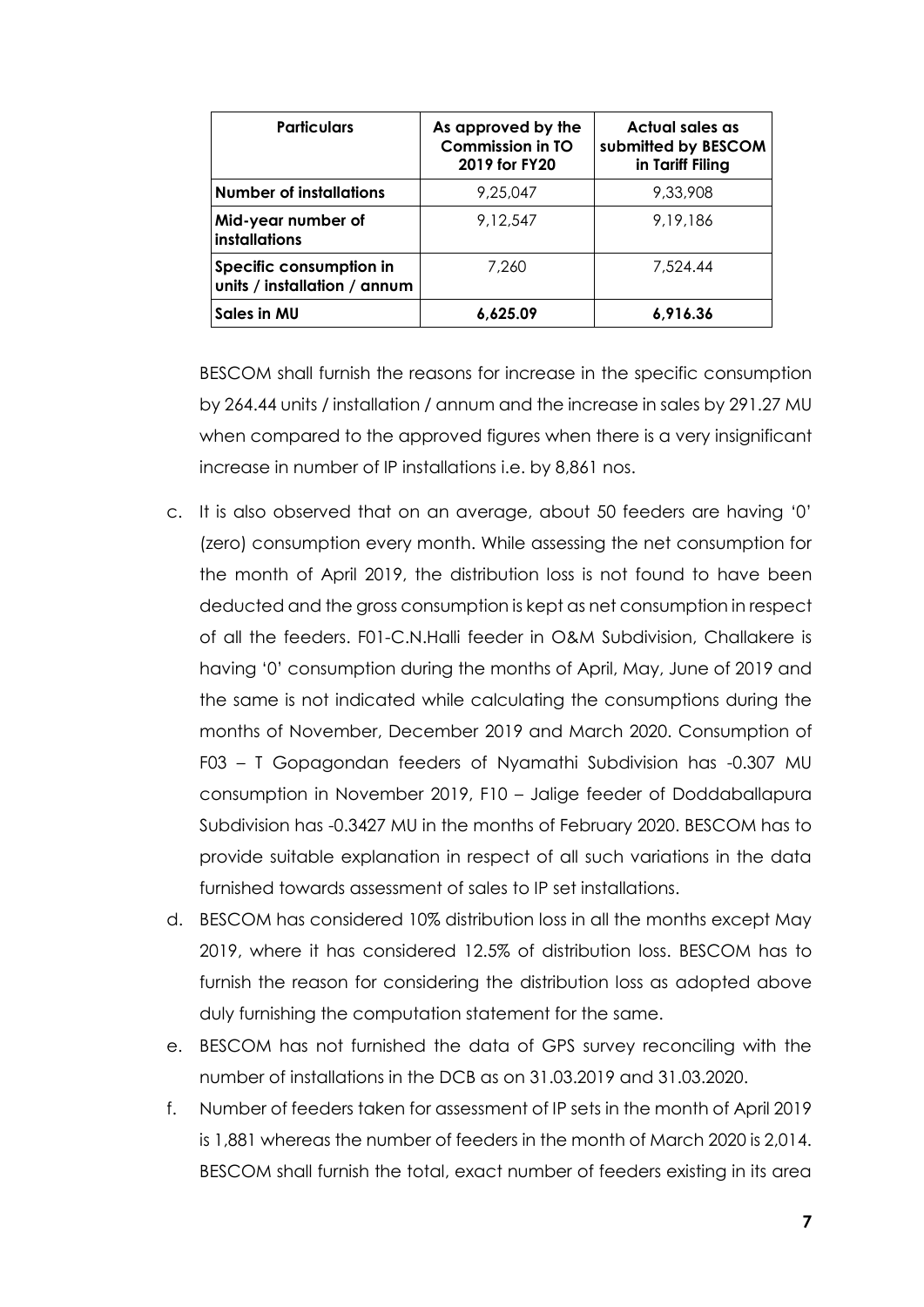| Particulars | As approved by the Commission in TO 2019 for FY20 | Actual sales as submitted by BESCOM in Tariff Filing |
|---|---|---|
| **Number of installations** | 9,25,047 | 9,33,908 |
| **Mid-year number of installations** | 9,12,547 | 9,19,186 |
| **Specific consumption in units / installation / annum** | 7,260 | 7,524.44 |
| **Sales in MU** | **6,625.09** | **6,916.36** |

BESCOM shall furnish the reasons for increase in the specific consumption by 264.44 units / installation / annum and the increase in sales by 291.27 MU when compared to the approved figures when there is a very insignificant increase in number of IP installations i.e. by 8,861 nos.

c. It is also observed that on an average, about 50 feeders are having '0' (zero) consumption every month. While assessing the net consumption for the month of April 2019, the distribution loss is not found to have been deducted and the gross consumption is kept as net consumption in respect of all the feeders. F01-C.N.Halli feeder in O&M Subdivision, Challakere is having '0' consumption during the months of April, May, June of 2019 and the same is not indicated while calculating the consumptions during the months of November, December 2019 and March 2020. Consumption of F03 – T Gopagondan feeders of Nyamathi Subdivision has -0.307 MU consumption in November 2019, F10 – Jalige feeder of Doddaballapura Subdivision has -0.3427 MU in the months of February 2020. BESCOM has to provide suitable explanation in respect of all such variations in the data furnished towards assessment of sales to IP set installations.

d. BESCOM has considered 10% distribution loss in all the months except May 2019, where it has considered 12.5% of distribution loss. BESCOM has to furnish the reason for considering the distribution loss as adopted above duly furnishing the computation statement for the same.

e. BESCOM has not furnished the data of GPS survey reconciling with the number of installations in the DCB as on 31.03.2019 and 31.03.2020.

f. Number of feeders taken for assessment of IP sets in the month of April 2019 is 1,881 whereas the number of feeders in the month of March 2020 is 2,014. BESCOM shall furnish the total, exact number of feeders existing in its area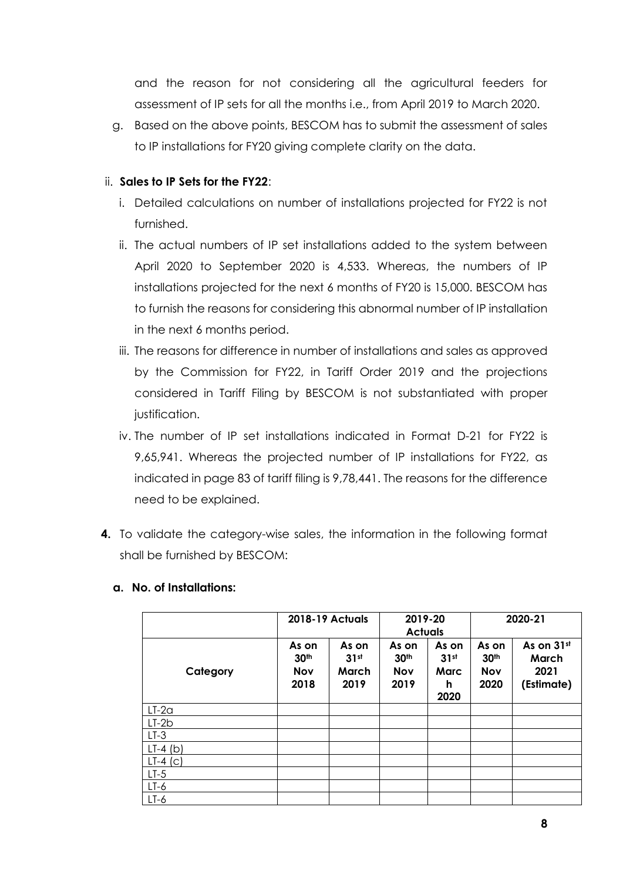and the reason for not considering all the agricultural feeders for assessment of IP sets for all the months i.e., from April 2019 to March 2020.

g. Based on the above points, BESCOM has to submit the assessment of sales to IP installations for FY20 giving complete clarity on the data.

ii. **Sales to IP Sets for the FY22**:

i. Detailed calculations on number of installations projected for FY22 is not furnished.

ii. The actual numbers of IP set installations added to the system between April 2020 to September 2020 is 4,533. Whereas, the numbers of IP installations projected for the next 6 months of FY20 is 15,000. BESCOM has to furnish the reasons for considering this abnormal number of IP installation in the next 6 months period.

iii. The reasons for difference in number of installations and sales as approved by the Commission for FY22, in Tariff Order 2019 and the projections considered in Tariff Filing by BESCOM is not substantiated with proper justification.

iv. The number of IP set installations indicated in Format D-21 for FY22 is 9,65,941. Whereas the projected number of IP installations for FY22, as indicated in page 83 of tariff filing is 9,78,441. The reasons for the difference need to be explained.

**4.** To validate the category-wise sales, the information in the following format shall be furnished by BESCOM:

**a. No. of Installations:**

| | **2018-19 Actuals** | | **2019-20 Actuals** | | **2020-21** | |
|---|---|---|---|---|---|---|
| **Category** | **As on 30th Nov 2018** | **As on 31st March 2019** | **As on 30th Nov 2019** | **As on 31st March 2020** | **As on 30th Nov 2020** | **As on 31st March 2021 (Estimate)** |
| LT-2a | | | | | | |
| LT-2b | | | | | | |
| LT-3 | | | | | | |
| LT-4 (b) | | | | | | |
| LT-4 (c) | | | | | | |
| LT-5 | | | | | | |
| LT-6 | | | | | | |
| LT-6 | | | | | | |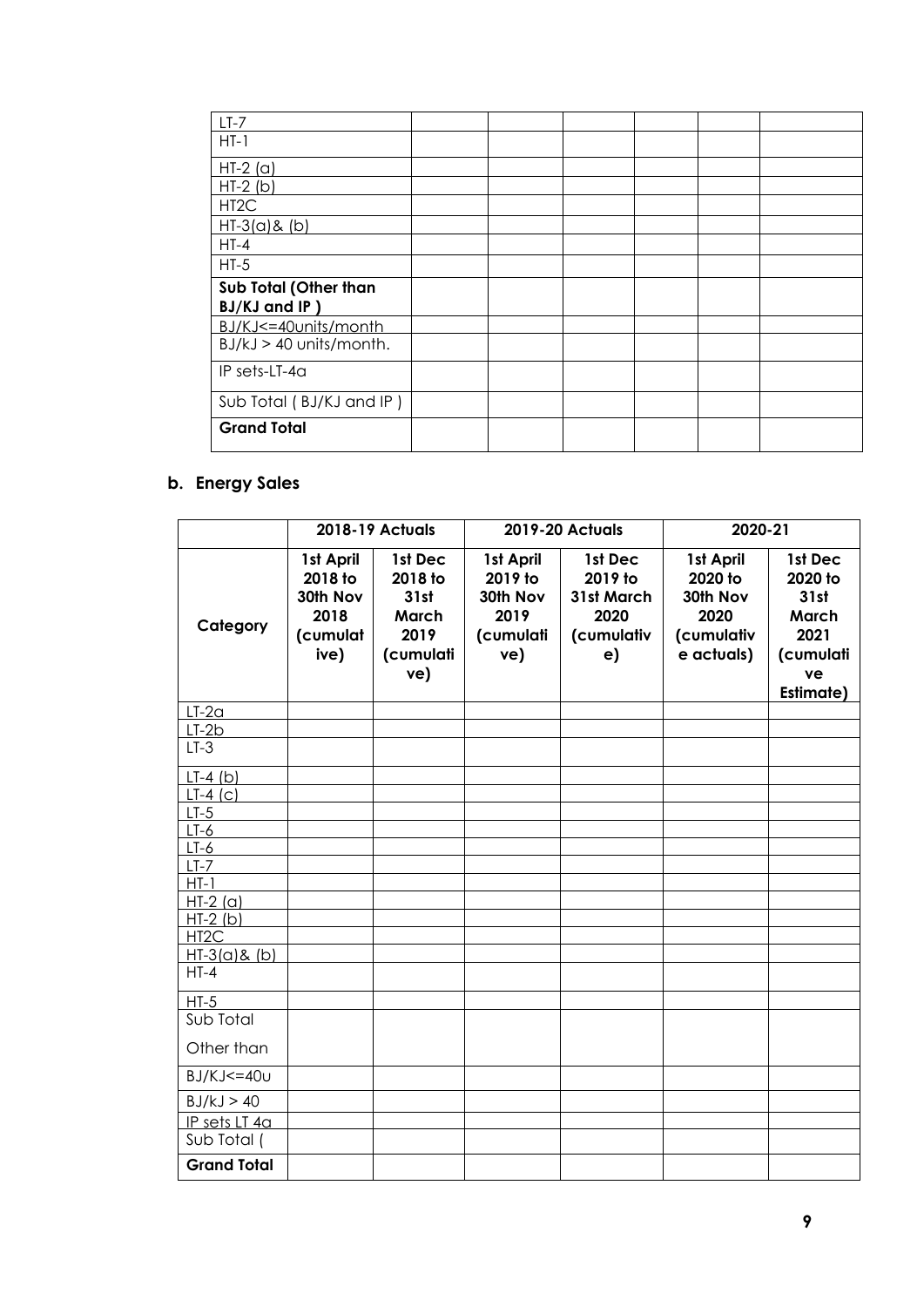| | | | | | | |
|---|---|---|---|---|---|---|
| LT-7 | | | | | | |
| HT-1 | | | | | | |
| HT-2 (a) | | | | | | |
| HT-2 (b) | | | | | | |
| HT2C | | | | | | |
| HT-3(a)& (b) | | | | | | |
| HT-4 | | | | | | |
| HT-5 | | | | | | |
| **Sub Total (Other than BJ/KJ and IP )** | | | | | | |
| BJ/KJ<=40units/month | | | | | | |
| BJ/kJ > 40 units/month. | | | | | | |
| IP sets-LT-4a | | | | | | |
| Sub Total ( BJ/KJ and IP ) | | | | | | |
| **Grand Total** | | | | | | |

**b. Energy Sales**

| | **2018-19 Actuals** | | **2019-20 Actuals** | | **2020-21** | |
|---|---|---|---|---|---|---|
| **Category** | **1st April 2018 to 30th Nov 2018 (cumulative)** | **1st Dec 2018 to 31st March 2019 (cumulative)** | **1st April 2019 to 30th Nov 2019 (cumulative)** | **1st Dec 2019 to 31st March 2020 (cumulative)** | **1st April 2020 to 30th Nov 2020 (cumulative actuals)** | **1st Dec 2020 to 31st March 2021 (cumulative Estimate)** |
| LT-2a | | | | | | |
| LT-2b | | | | | | |
| LT-3 | | | | | | |
| LT-4 (b) | | | | | | |
| LT-4 (c) | | | | | | |
| LT-5 | | | | | | |
| LT-6 | | | | | | |
| LT-6 | | | | | | |
| LT-7 | | | | | | |
| HT-1 | | | | | | |
| HT-2 (a) | | | | | | |
| HT-2 (b) | | | | | | |
| HT2C | | | | | | |
| HT-3(a)& (b) | | | | | | |
| HT-4 | | | | | | |
| HT-5 | | | | | | |
| Sub Total Other than | | | | | | |
| BJ/KJ<=40u | | | | | | |
| BJ/kJ > 40 | | | | | | |
| IP sets LT 4a | | | | | | |
| Sub Total ( | | | | | | |
| **Grand Total** | | | | | | |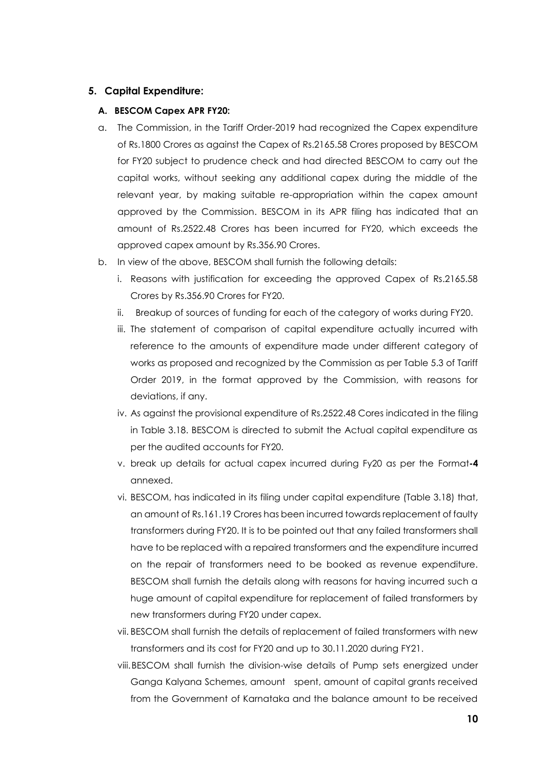## 5. Capital Expenditure:

### A. BESCOM Capex APR FY20:

a. The Commission, in the Tariff Order-2019 had recognized the Capex expenditure of Rs.1800 Crores as against the Capex of Rs.2165.58 Crores proposed by BESCOM for FY20 subject to prudence check and had directed BESCOM to carry out the capital works, without seeking any additional capex during the middle of the relevant year, by making suitable re-appropriation within the capex amount approved by the Commission. BESCOM in its APR filing has indicated that an amount of Rs.2522.48 Crores has been incurred for FY20, which exceeds the approved capex amount by Rs.356.90 Crores.

b. In view of the above, BESCOM shall furnish the following details:

   i. Reasons with justification for exceeding the approved Capex of Rs.2165.58 Crores by Rs.356.90 Crores for FY20.

   ii. Breakup of sources of funding for each of the category of works during FY20.

   iii. The statement of comparison of capital expenditure actually incurred with reference to the amounts of expenditure made under different category of works as proposed and recognized by the Commission as per Table 5.3 of Tariff Order 2019, in the format approved by the Commission, with reasons for deviations, if any.

   iv. As against the provisional expenditure of Rs.2522.48 Cores indicated in the filing in Table 3.18. BESCOM is directed to submit the Actual capital expenditure as per the audited accounts for FY20.

   v. break up details for actual capex incurred during Fy20 as per the Format**-4** annexed.

   vi. BESCOM, has indicated in its filing under capital expenditure (Table 3.18) that, an amount of Rs.161.19 Crores has been incurred towards replacement of faulty transformers during FY20. It is to be pointed out that any failed transformers shall have to be replaced with a repaired transformers and the expenditure incurred on the repair of transformers need to be booked as revenue expenditure. BESCOM shall furnish the details along with reasons for having incurred such a huge amount of capital expenditure for replacement of failed transformers by new transformers during FY20 under capex.

   vii. BESCOM shall furnish the details of replacement of failed transformers with new transformers and its cost for FY20 and up to 30.11.2020 during FY21.

   viii. BESCOM shall furnish the division-wise details of Pump sets energized under Ganga Kalyana Schemes, amount spent, amount of capital grants received from the Government of Karnataka and the balance amount to be received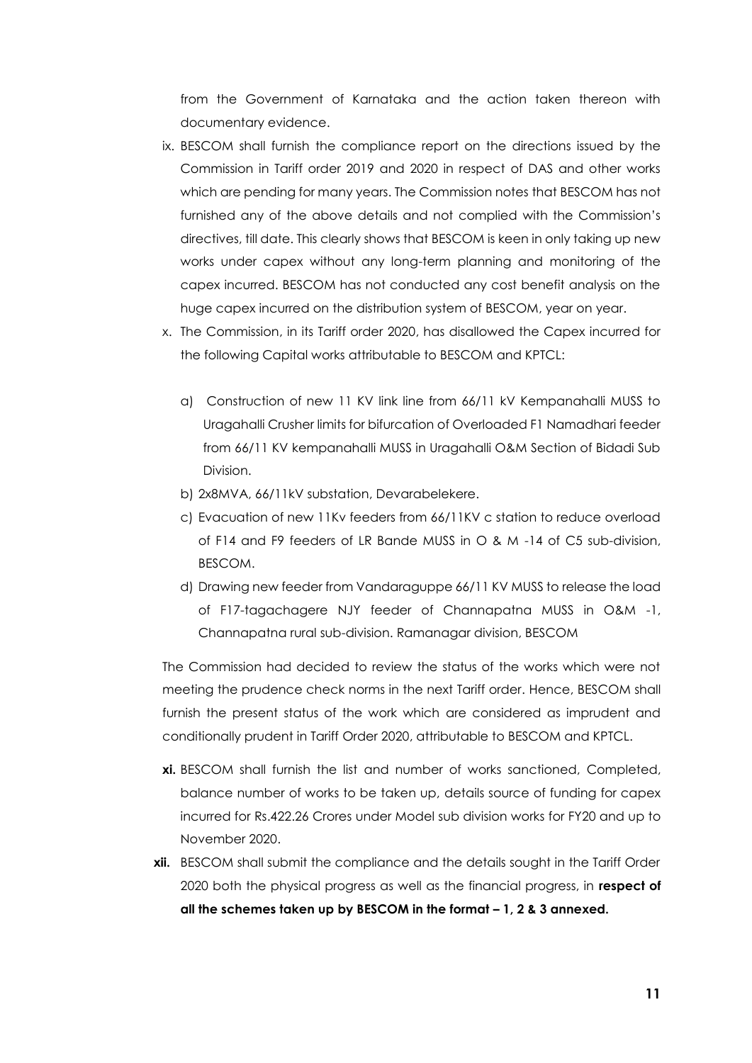from the Government of Karnataka and the action taken thereon with documentary evidence.

ix. BESCOM shall furnish the compliance report on the directions issued by the Commission in Tariff order 2019 and 2020 in respect of DAS and other works which are pending for many years. The Commission notes that BESCOM has not furnished any of the above details and not complied with the Commission's directives, till date. This clearly shows that BESCOM is keen in only taking up new works under capex without any long-term planning and monitoring of the capex incurred. BESCOM has not conducted any cost benefit analysis on the huge capex incurred on the distribution system of BESCOM, year on year.

x. The Commission, in its Tariff order 2020, has disallowed the Capex incurred for the following Capital works attributable to BESCOM and KPTCL:

   a) Construction of new 11 KV link line from 66/11 kV Kempanahalli MUSS to Uragahalli Crusher limits for bifurcation of Overloaded F1 Namadhari feeder from 66/11 KV kempanahalli MUSS in Uragahalli O&M Section of Bidadi Sub Division.

   b) 2x8MVA, 66/11kV substation, Devarabelekere.

   c) Evacuation of new 11Kv feeders from 66/11KV c station to reduce overload of F14 and F9 feeders of LR Bande MUSS in O & M -14 of C5 sub-division, BESCOM.

   d) Drawing new feeder from Vandaraguppe 66/11 KV MUSS to release the load of F17-tagachagere NJY feeder of Channapatna MUSS in O&M -1, Channapatna rural sub-division. Ramanagar division, BESCOM

The Commission had decided to review the status of the works which were not meeting the prudence check norms in the next Tariff order. Hence, BESCOM shall furnish the present status of the work which are considered as imprudent and conditionally prudent in Tariff Order 2020, attributable to BESCOM and KPTCL.

**xi.** BESCOM shall furnish the list and number of works sanctioned, Completed, balance number of works to be taken up, details source of funding for capex incurred for Rs.422.26 Crores under Model sub division works for FY20 and up to November 2020.

**xii.** BESCOM shall submit the compliance and the details sought in the Tariff Order 2020 both the physical progress as well as the financial progress, in **respect of all the schemes taken up by BESCOM in the format – 1, 2 & 3 annexed.**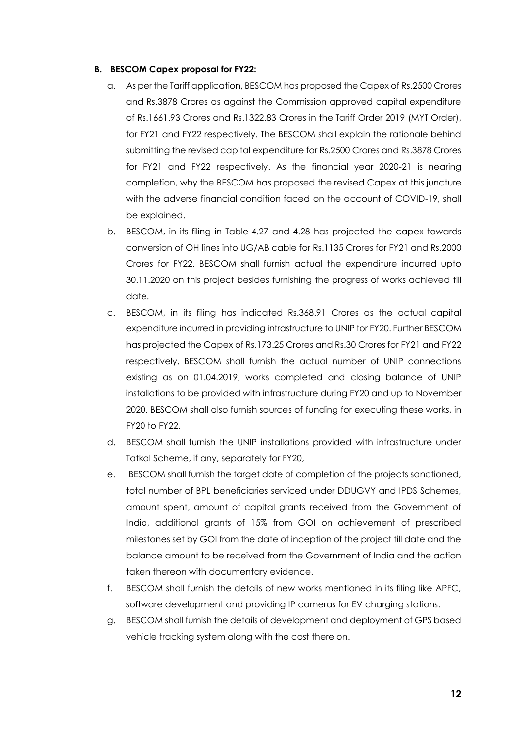**B. BESCOM Capex proposal for FY22:**

a. As per the Tariff application, BESCOM has proposed the Capex of Rs.2500 Crores and Rs.3878 Crores as against the Commission approved capital expenditure of Rs.1661.93 Crores and Rs.1322.83 Crores in the Tariff Order 2019 (MYT Order), for FY21 and FY22 respectively. The BESCOM shall explain the rationale behind submitting the revised capital expenditure for Rs.2500 Crores and Rs.3878 Crores for FY21 and FY22 respectively. As the financial year 2020-21 is nearing completion, why the BESCOM has proposed the revised Capex at this juncture with the adverse financial condition faced on the account of COVID-19, shall be explained.

b. BESCOM, in its filing in Table-4.27 and 4.28 has projected the capex towards conversion of OH lines into UG/AB cable for Rs.1135 Crores for FY21 and Rs.2000 Crores for FY22. BESCOM shall furnish actual the expenditure incurred upto 30.11.2020 on this project besides furnishing the progress of works achieved till date.

c. BESCOM, in its filing has indicated Rs.368.91 Crores as the actual capital expenditure incurred in providing infrastructure to UNIP for FY20. Further BESCOM has projected the Capex of Rs.173.25 Crores and Rs.30 Crores for FY21 and FY22 respectively. BESCOM shall furnish the actual number of UNIP connections existing as on 01.04.2019, works completed and closing balance of UNIP installations to be provided with infrastructure during FY20 and up to November 2020. BESCOM shall also furnish sources of funding for executing these works, in FY20 to FY22.

d. BESCOM shall furnish the UNIP installations provided with infrastructure under Tatkal Scheme, if any, separately for FY20,

e. BESCOM shall furnish the target date of completion of the projects sanctioned, total number of BPL beneficiaries serviced under DDUGVY and IPDS Schemes, amount spent, amount of capital grants received from the Government of India, additional grants of 15% from GOI on achievement of prescribed milestones set by GOI from the date of inception of the project till date and the balance amount to be received from the Government of India and the action taken thereon with documentary evidence.

f. BESCOM shall furnish the details of new works mentioned in its filing like APFC, software development and providing IP cameras for EV charging stations.

g. BESCOM shall furnish the details of development and deployment of GPS based vehicle tracking system along with the cost there on.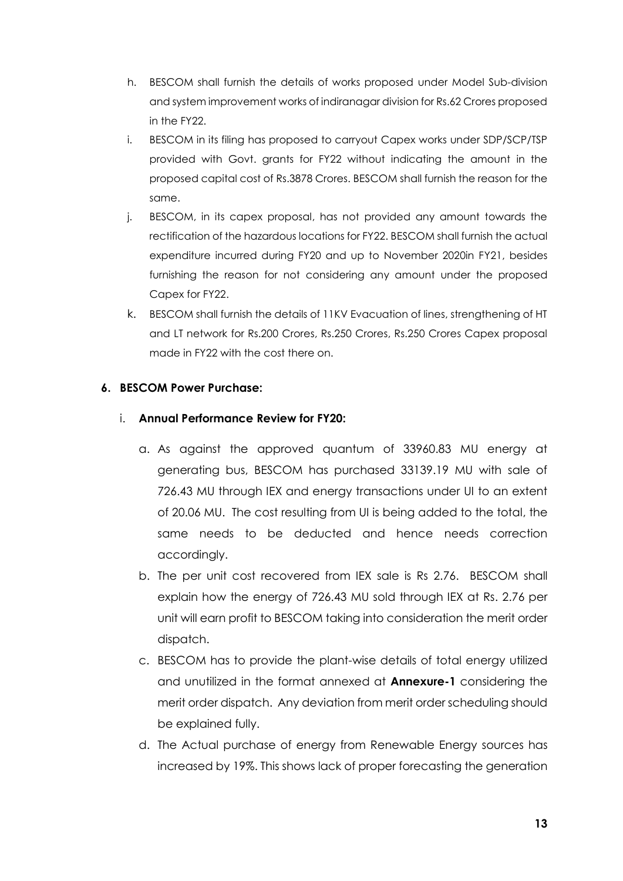h. BESCOM shall furnish the details of works proposed under Model Sub-division and system improvement works of indiranagar division for Rs.62 Crores proposed in the FY22.

i. BESCOM in its filing has proposed to carryout Capex works under SDP/SCP/TSP provided with Govt. grants for FY22 without indicating the amount in the proposed capital cost of Rs.3878 Crores. BESCOM shall furnish the reason for the same.

j. BESCOM, in its capex proposal, has not provided any amount towards the rectification of the hazardous locations for FY22. BESCOM shall furnish the actual expenditure incurred during FY20 and up to November 2020in FY21, besides furnishing the reason for not considering any amount under the proposed Capex for FY22.

k. BESCOM shall furnish the details of 11KV Evacuation of lines, strengthening of HT and LT network for Rs.200 Crores, Rs.250 Crores, Rs.250 Crores Capex proposal made in FY22 with the cost there on.

**6. BESCOM Power Purchase:**

i. **Annual Performance Review for FY20:**

a. As against the approved quantum of 33960.83 MU energy at generating bus, BESCOM has purchased 33139.19 MU with sale of 726.43 MU through IEX and energy transactions under UI to an extent of 20.06 MU. The cost resulting from UI is being added to the total, the same needs to be deducted and hence needs correction accordingly.

b. The per unit cost recovered from IEX sale is Rs 2.76. BESCOM shall explain how the energy of 726.43 MU sold through IEX at Rs. 2.76 per unit will earn profit to BESCOM taking into consideration the merit order dispatch.

c. BESCOM has to provide the plant-wise details of total energy utilized and unutilized in the format annexed at **Annexure-1** considering the merit order dispatch. Any deviation from merit order scheduling should be explained fully.

d. The Actual purchase of energy from Renewable Energy sources has increased by 19%. This shows lack of proper forecasting the generation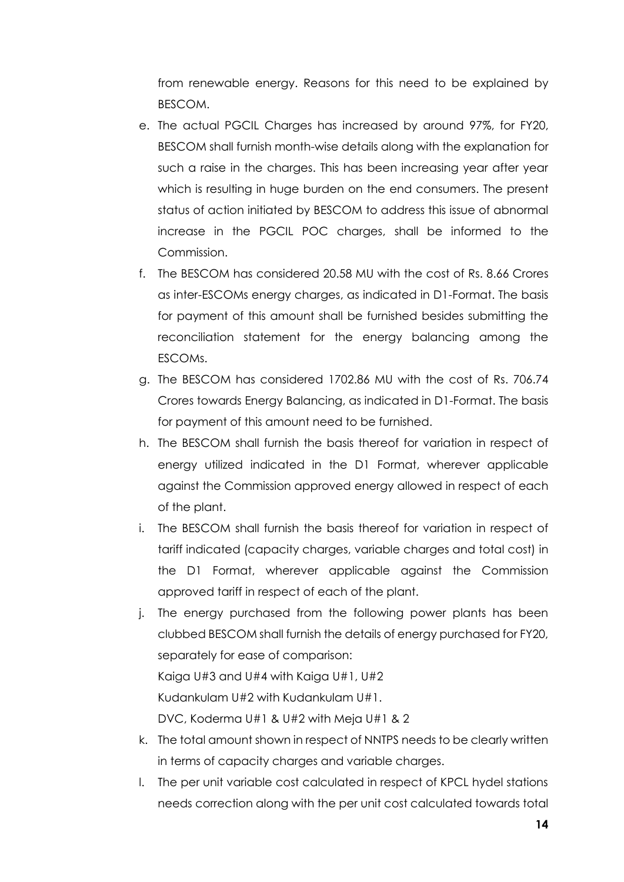from renewable energy. Reasons for this need to be explained by BESCOM.

e. The actual PGCIL Charges has increased by around 97%, for FY20, BESCOM shall furnish month-wise details along with the explanation for such a raise in the charges. This has been increasing year after year which is resulting in huge burden on the end consumers. The present status of action initiated by BESCOM to address this issue of abnormal increase in the PGCIL POC charges, shall be informed to the Commission.

f. The BESCOM has considered 20.58 MU with the cost of Rs. 8.66 Crores as inter-ESCOMs energy charges, as indicated in D1-Format. The basis for payment of this amount shall be furnished besides submitting the reconciliation statement for the energy balancing among the ESCOMs.

g. The BESCOM has considered 1702.86 MU with the cost of Rs. 706.74 Crores towards Energy Balancing, as indicated in D1-Format. The basis for payment of this amount need to be furnished.

h. The BESCOM shall furnish the basis thereof for variation in respect of energy utilized indicated in the D1 Format, wherever applicable against the Commission approved energy allowed in respect of each of the plant.

i. The BESCOM shall furnish the basis thereof for variation in respect of tariff indicated (capacity charges, variable charges and total cost) in the D1 Format, wherever applicable against the Commission approved tariff in respect of each of the plant.

j. The energy purchased from the following power plants has been clubbed BESCOM shall furnish the details of energy purchased for FY20, separately for ease of comparison:

   Kaiga U#3 and U#4 with Kaiga U#1, U#2

   Kudankulam U#2 with Kudankulam U#1.

   DVC, Koderma U#1 & U#2 with Meja U#1 & 2

k. The total amount shown in respect of NNTPS needs to be clearly written in terms of capacity charges and variable charges.

l. The per unit variable cost calculated in respect of KPCL hydel stations needs correction along with the per unit cost calculated towards total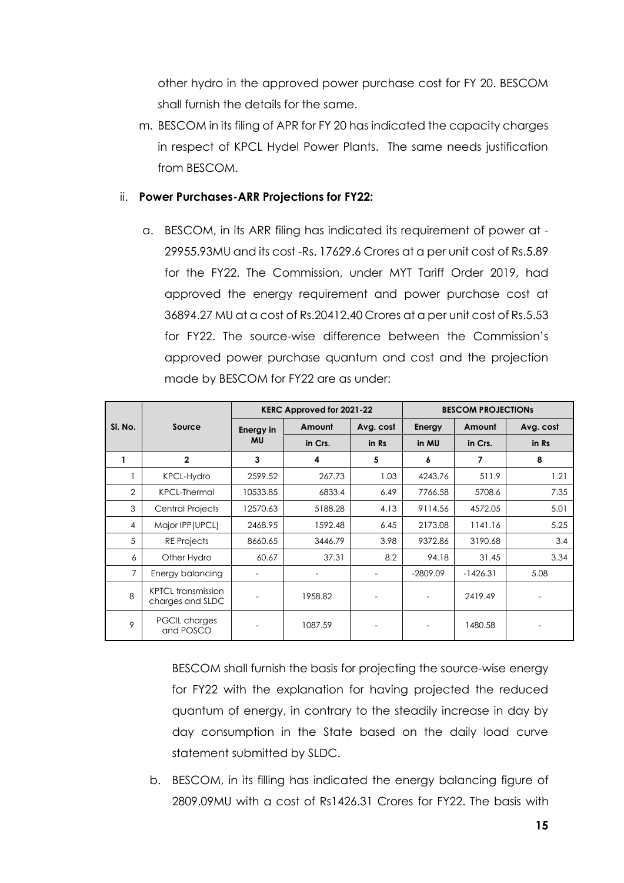other hydro in the approved power purchase cost for FY 20. BESCOM shall furnish the details for the same.

m. BESCOM in its filing of APR for FY 20 has indicated the capacity charges in respect of KPCL Hydel Power Plants. The same needs justification from BESCOM.

ii. **Power Purchases-ARR Projections for FY22:**

a. BESCOM, in its ARR filing has indicated its requirement of power at - 29955.93MU and its cost -Rs. 17629.6 Crores at a per unit cost of Rs.5.89 for the FY22. The Commission, under MYT Tariff Order 2019, had approved the energy requirement and power purchase cost at 36894.27 MU at a cost of Rs.20412.40 Crores at a per unit cost of Rs.5.53 for FY22. The source-wise difference between the Commission's approved power purchase quantum and cost and the projection made by BESCOM for FY22 are as under:

| Sl. No. | Source | KERC Approved for 2021-22 | | | BESCOM PROJECTIONs | | |
|---|---|---|---|---|---|---|---|
| | | Energy in MU | Amount in Crs. | Avg. cost in Rs | Energy in MU | Amount in Crs. | Avg. cost in Rs |
| 1 | 2 | 3 | 4 | 5 | 6 | 7 | 8 |
| 1 | KPCL-Hydro | 2599.52 | 267.73 | 1.03 | 4243.76 | 511.9 | 1.21 |
| 2 | KPCL-Thermal | 10533.85 | 6833.4 | 6.49 | 7766.58 | 5708.6 | 7.35 |
| 3 | Central Projects | 12570.63 | 5188.28 | 4.13 | 9114.56 | 4572.05 | 5.01 |
| 4 | Major IPP(UPCL) | 2468.95 | 1592.48 | 6.45 | 2173.08 | 1141.16 | 5.25 |
| 5 | RE Projects | 8660.65 | 3446.79 | 3.98 | 9372.86 | 3190.68 | 3.4 |
| 6 | Other Hydro | 60.67 | 37.31 | 8.2 | 94.18 | 31.45 | 3.34 |
| 7 | Energy balancing | - | - | - | -2809.09 | -1426.31 | 5.08 |
| 8 | KPTCL transmission charges and SLDC | - | 1958.82 | - | - | 2419.49 | - |
| 9 | PGCIL charges and POSCO | - | 1087.59 | - | - | 1480.58 | - |

BESCOM shall furnish the basis for projecting the source-wise energy for FY22 with the explanation for having projected the reduced quantum of energy, in contrary to the steadily increase in day by day consumption in the State based on the daily load curve statement submitted by SLDC.

b. BESCOM, in its filling has indicated the energy balancing figure of 2809.09MU with a cost of Rs1426.31 Crores for FY22. The basis with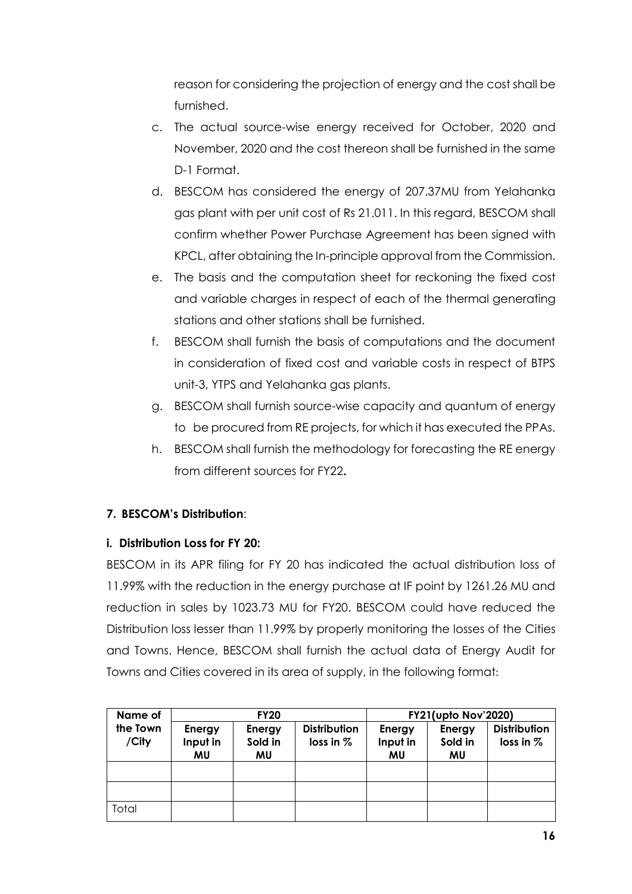reason for considering the projection of energy and the cost shall be furnished.

c. The actual source-wise energy received for October, 2020 and November, 2020 and the cost thereon shall be furnished in the same D-1 Format.

d. BESCOM has considered the energy of 207.37MU from Yelahanka gas plant with per unit cost of Rs 21.011. In this regard, BESCOM shall confirm whether Power Purchase Agreement has been signed with KPCL, after obtaining the In-principle approval from the Commission.

e. The basis and the computation sheet for reckoning the fixed cost and variable charges in respect of each of the thermal generating stations and other stations shall be furnished.

f. BESCOM shall furnish the basis of computations and the document in consideration of fixed cost and variable costs in respect of BTPS unit-3, YTPS and Yelahanka gas plants.

g. BESCOM shall furnish source-wise capacity and quantum of energy to be procured from RE projects, for which it has executed the PPAs.

h. BESCOM shall furnish the methodology for forecasting the RE energy from different sources for FY22**.**

### 7. BESCOM's Distribution:

#### i. Distribution Loss for FY 20:

BESCOM in its APR filing for FY 20 has indicated the actual distribution loss of 11.99% with the reduction in the energy purchase at IF point by 1261.26 MU and reduction in sales by 1023.73 MU for FY20. BESCOM could have reduced the Distribution loss lesser than 11.99% by properly monitoring the losses of the Cities and Towns. Hence, BESCOM shall furnish the actual data of Energy Audit for Towns and Cities covered in its area of supply, in the following format:

| Name of the Town /City | FY20 | | | FY21(upto Nov'2020) | | |
|---|---|---|---|---|---|---|
| | Energy Input in MU | Energy Sold in MU | Distribution loss in % | Energy Input in MU | Energy Sold in MU | Distribution loss in % |
| | | | | | | |
| | | | | | | |
| Total | | | | | | |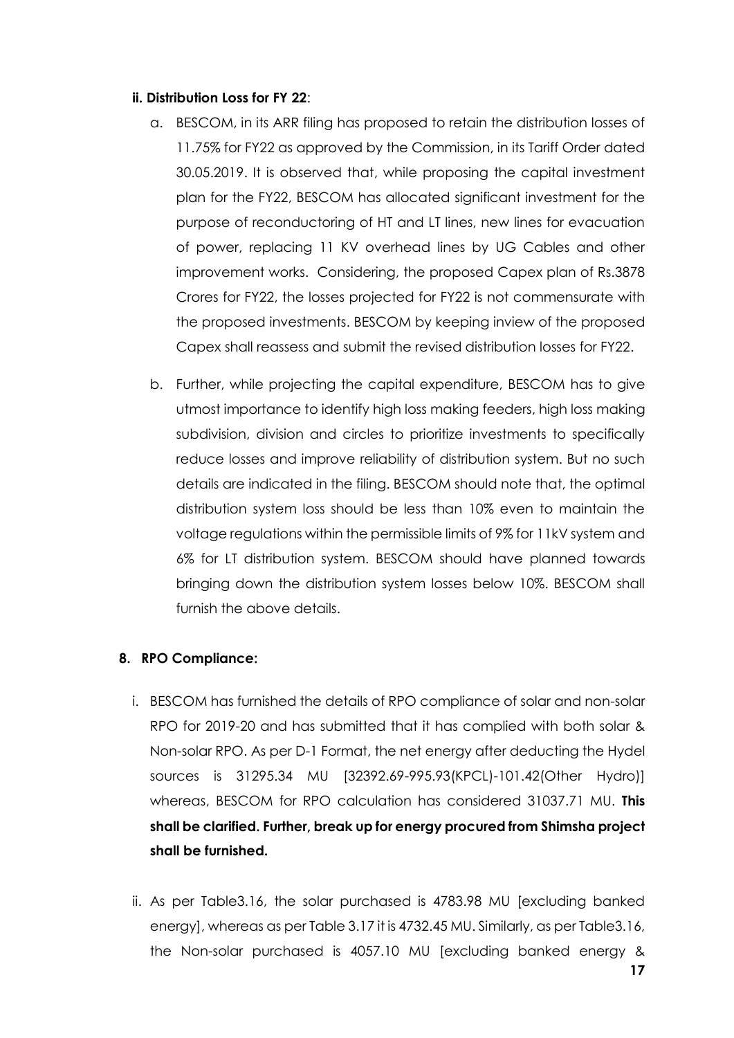**ii. Distribution Loss for FY 22**:

a. BESCOM, in its ARR filing has proposed to retain the distribution losses of 11.75% for FY22 as approved by the Commission, in its Tariff Order dated 30.05.2019. It is observed that, while proposing the capital investment plan for the FY22, BESCOM has allocated significant investment for the purpose of reconductoring of HT and LT lines, new lines for evacuation of power, replacing 11 KV overhead lines by UG Cables and other improvement works. Considering, the proposed Capex plan of Rs.3878 Crores for FY22, the losses projected for FY22 is not commensurate with the proposed investments. BESCOM by keeping inview of the proposed Capex shall reassess and submit the revised distribution losses for FY22.

b. Further, while projecting the capital expenditure, BESCOM has to give utmost importance to identify high loss making feeders, high loss making subdivision, division and circles to prioritize investments to specifically reduce losses and improve reliability of distribution system. But no such details are indicated in the filing. BESCOM should note that, the optimal distribution system loss should be less than 10% even to maintain the voltage regulations within the permissible limits of 9% for 11kV system and 6% for LT distribution system. BESCOM should have planned towards bringing down the distribution system losses below 10%. BESCOM shall furnish the above details.

## 8. RPO Compliance:

i. BESCOM has furnished the details of RPO compliance of solar and non-solar RPO for 2019-20 and has submitted that it has complied with both solar & Non-solar RPO. As per D-1 Format, the net energy after deducting the Hydel sources is 31295.34 MU [32392.69-995.93(KPCL)-101.42(Other Hydro)] whereas, BESCOM for RPO calculation has considered 31037.71 MU. **This shall be clarified. Further, break up for energy procured from Shimsha project shall be furnished.**

ii. As per Table3.16, the solar purchased is 4783.98 MU [excluding banked energy], whereas as per Table 3.17 it is 4732.45 MU. Similarly, as per Table3.16, the Non-solar purchased is 4057.10 MU [excluding banked energy &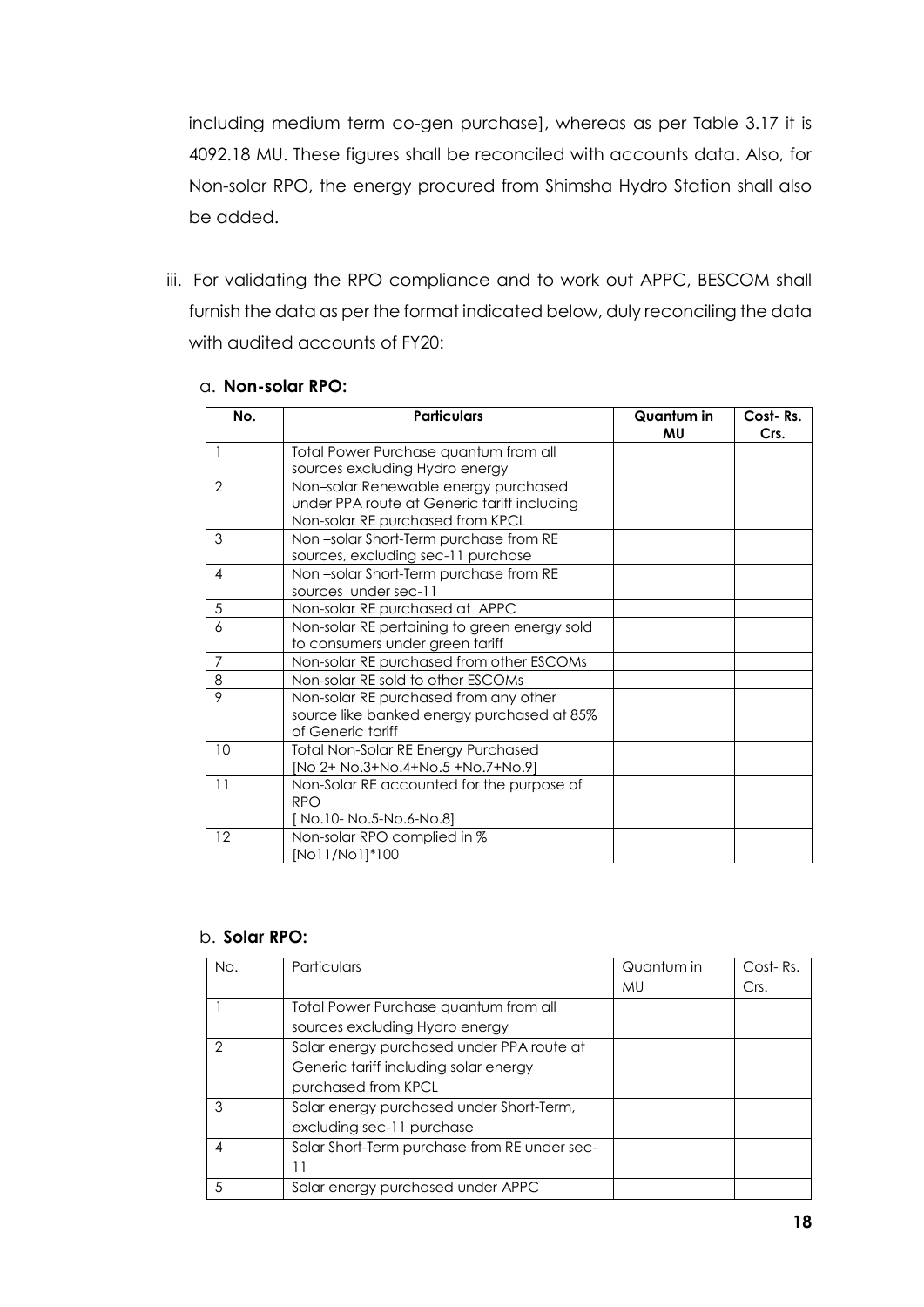including medium term co-gen purchase], whereas as per Table 3.17 it is 4092.18 MU. These figures shall be reconciled with accounts data. Also, for Non-solar RPO, the energy procured from Shimsha Hydro Station shall also be added.

iii. For validating the RPO compliance and to work out APPC, BESCOM shall furnish the data as per the format indicated below, duly reconciling the data with audited accounts of FY20:

a. **Non-solar RPO:**

| No. | Particulars | Quantum in MU | Cost- Rs. Crs. |
|---|---|---|---|
| 1 | Total Power Purchase quantum from all sources excluding Hydro energy | | |
| 2 | Non–solar Renewable energy purchased under PPA route at Generic tariff including Non-solar RE purchased from KPCL | | |
| 3 | Non –solar Short-Term purchase from RE sources, excluding sec-11 purchase | | |
| 4 | Non –solar Short-Term purchase from RE sources under sec-11 | | |
| 5 | Non-solar RE purchased at APPC | | |
| 6 | Non-solar RE pertaining to green energy sold to consumers under green tariff | | |
| 7 | Non-solar RE purchased from other ESCOMs | | |
| 8 | Non-solar RE sold to other ESCOMs | | |
| 9 | Non-solar RE purchased from any other source like banked energy purchased at 85% of Generic tariff | | |
| 10 | Total Non-Solar RE Energy Purchased [No 2+ No.3+No.4+No.5 +No.7+No.9] | | |
| 11 | Non-Solar RE accounted for the purpose of RPO [ No.10- No.5-No.6-No.8] | | |
| 12 | Non-solar RPO complied in % [No11/No1]*100 | | |

b. **Solar RPO:**

| No. | Particulars | Quantum in MU | Cost- Rs. Crs. |
|---|---|---|---|
| 1 | Total Power Purchase quantum from all sources excluding Hydro energy | | |
| 2 | Solar energy purchased under PPA route at Generic tariff including solar energy purchased from KPCL | | |
| 3 | Solar energy purchased under Short-Term, excluding sec-11 purchase | | |
| 4 | Solar Short-Term purchase from RE under sec-11 | | |
| 5 | Solar energy purchased under APPC | | |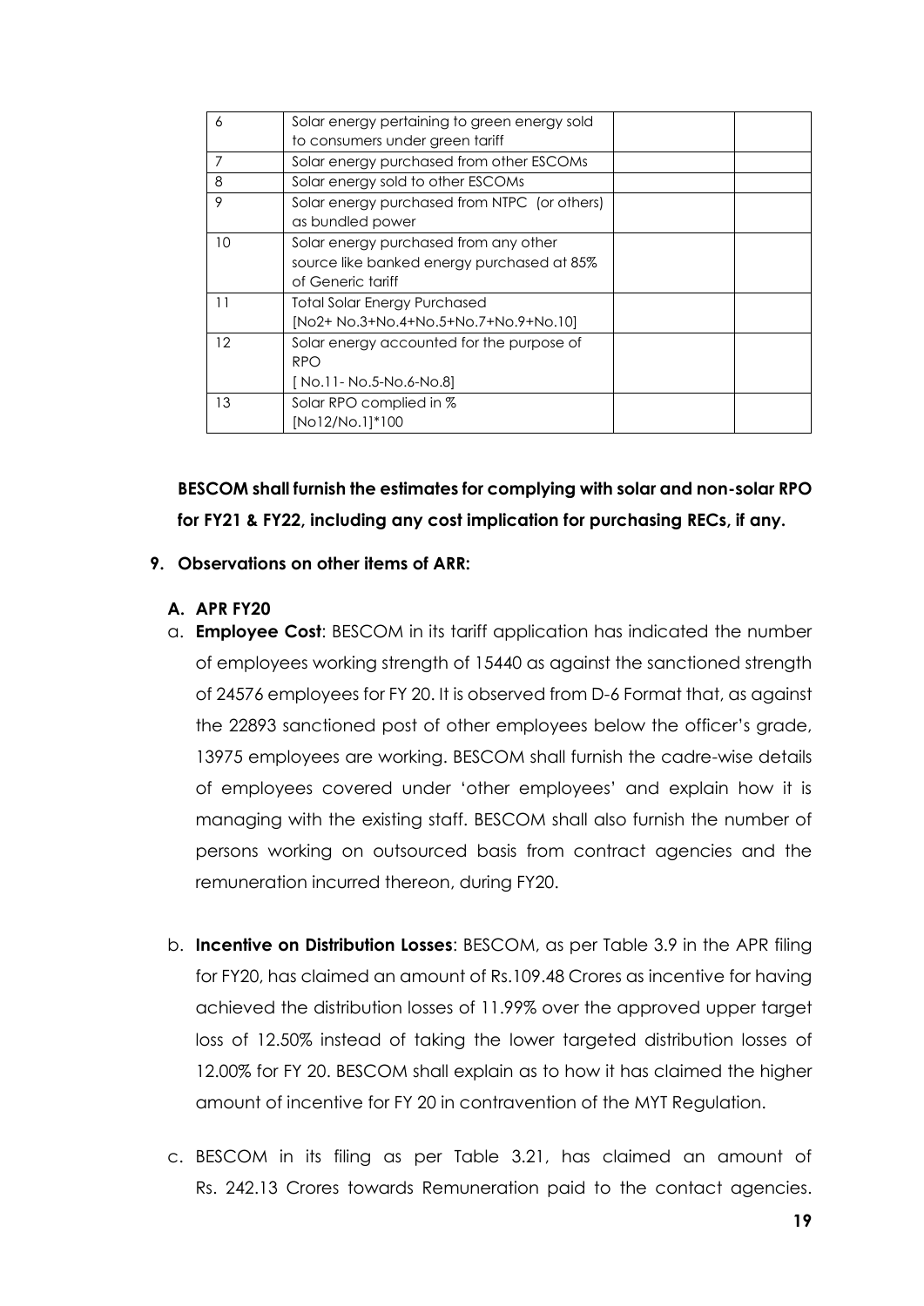| 6 | Solar energy pertaining to green energy sold to consumers under green tariff | | |
|---|---|---|---|
| 7 | Solar energy purchased from other ESCOMs | | |
| 8 | Solar energy sold to other ESCOMs | | |
| 9 | Solar energy purchased from NTPC (or others) as bundled power | | |
| 10 | Solar energy purchased from any other source like banked energy purchased at 85% of Generic tariff | | |
| 11 | Total Solar Energy Purchased [No2+ No.3+No.4+No.5+No.7+No.9+No.10] | | |
| 12 | Solar energy accounted for the purpose of RPO [ No.11- No.5-No.6-No.8] | | |
| 13 | Solar RPO complied in % [No12/No.1]*100 | | |

**BESCOM shall furnish the estimates for complying with solar and non-solar RPO for FY21 & FY22, including any cost implication for purchasing RECs, if any.**

**9. Observations on other items of ARR:**

**A. APR FY20**

a. **Employee Cost**: BESCOM in its tariff application has indicated the number of employees working strength of 15440 as against the sanctioned strength of 24576 employees for FY 20. It is observed from D-6 Format that, as against the 22893 sanctioned post of other employees below the officer's grade, 13975 employees are working. BESCOM shall furnish the cadre-wise details of employees covered under 'other employees' and explain how it is managing with the existing staff. BESCOM shall also furnish the number of persons working on outsourced basis from contract agencies and the remuneration incurred thereon, during FY20.

b. **Incentive on Distribution Losses**: BESCOM, as per Table 3.9 in the APR filing for FY20, has claimed an amount of Rs.109.48 Crores as incentive for having achieved the distribution losses of 11.99% over the approved upper target loss of 12.50% instead of taking the lower targeted distribution losses of 12.00% for FY 20. BESCOM shall explain as to how it has claimed the higher amount of incentive for FY 20 in contravention of the MYT Regulation.

c. BESCOM in its filing as per Table 3.21, has claimed an amount of Rs. 242.13 Crores towards Remuneration paid to the contact agencies.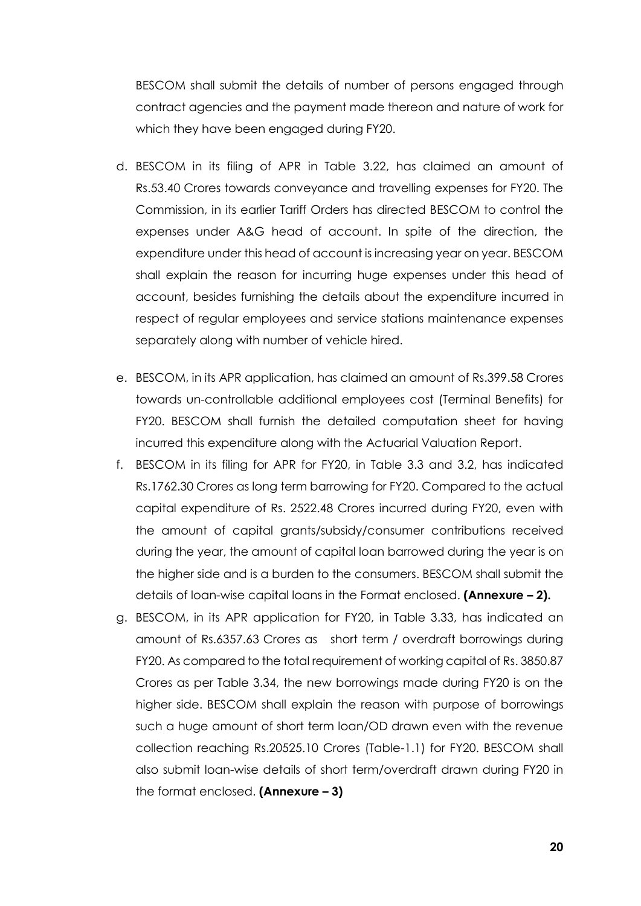BESCOM shall submit the details of number of persons engaged through contract agencies and the payment made thereon and nature of work for which they have been engaged during FY20.

d. BESCOM in its filing of APR in Table 3.22, has claimed an amount of Rs.53.40 Crores towards conveyance and travelling expenses for FY20. The Commission, in its earlier Tariff Orders has directed BESCOM to control the expenses under A&G head of account. In spite of the direction, the expenditure under this head of account is increasing year on year. BESCOM shall explain the reason for incurring huge expenses under this head of account, besides furnishing the details about the expenditure incurred in respect of regular employees and service stations maintenance expenses separately along with number of vehicle hired.

e. BESCOM, in its APR application, has claimed an amount of Rs.399.58 Crores towards un-controllable additional employees cost (Terminal Benefits) for FY20. BESCOM shall furnish the detailed computation sheet for having incurred this expenditure along with the Actuarial Valuation Report.

f. BESCOM in its filing for APR for FY20, in Table 3.3 and 3.2, has indicated Rs.1762.30 Crores as long term barrowing for FY20. Compared to the actual capital expenditure of Rs. 2522.48 Crores incurred during FY20, even with the amount of capital grants/subsidy/consumer contributions received during the year, the amount of capital loan barrowed during the year is on the higher side and is a burden to the consumers. BESCOM shall submit the details of loan-wise capital loans in the Format enclosed. **(Annexure – 2).**

g. BESCOM, in its APR application for FY20, in Table 3.33, has indicated an amount of Rs.6357.63 Crores as short term / overdraft borrowings during FY20. As compared to the total requirement of working capital of Rs. 3850.87 Crores as per Table 3.34, the new borrowings made during FY20 is on the higher side. BESCOM shall explain the reason with purpose of borrowings such a huge amount of short term loan/OD drawn even with the revenue collection reaching Rs.20525.10 Crores (Table-1.1) for FY20. BESCOM shall also submit loan-wise details of short term/overdraft drawn during FY20 in the format enclosed. **(Annexure – 3)**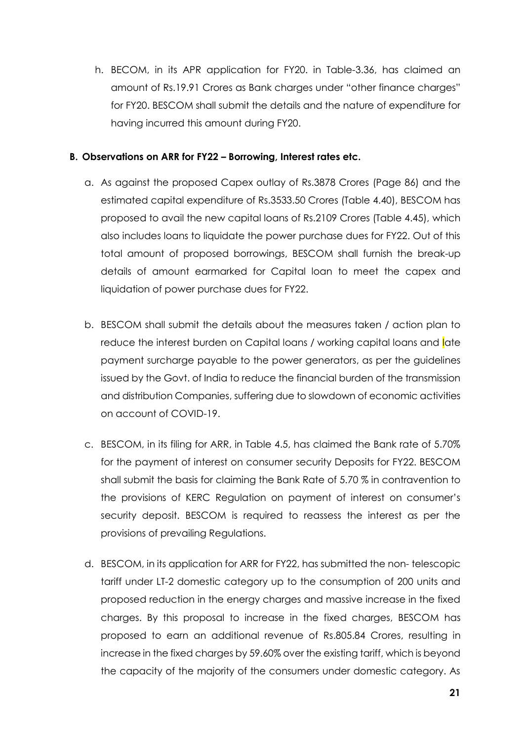h. BECOM, in its APR application for FY20. in Table-3.36, has claimed an amount of Rs.19.91 Crores as Bank charges under "other finance charges" for FY20. BESCOM shall submit the details and the nature of expenditure for having incurred this amount during FY20.

**B. Observations on ARR for FY22 – Borrowing, Interest rates etc.**

a. As against the proposed Capex outlay of Rs.3878 Crores (Page 86) and the estimated capital expenditure of Rs.3533.50 Crores (Table 4.40), BESCOM has proposed to avail the new capital loans of Rs.2109 Crores (Table 4.45), which also includes loans to liquidate the power purchase dues for FY22. Out of this total amount of proposed borrowings, BESCOM shall furnish the break-up details of amount earmarked for Capital loan to meet the capex and liquidation of power purchase dues for FY22.

b. BESCOM shall submit the details about the measures taken / action plan to reduce the interest burden on Capital loans / working capital loans and late payment surcharge payable to the power generators, as per the guidelines issued by the Govt. of India to reduce the financial burden of the transmission and distribution Companies, suffering due to slowdown of economic activities on account of COVID-19.

c. BESCOM, in its filing for ARR, in Table 4.5, has claimed the Bank rate of 5.70% for the payment of interest on consumer security Deposits for FY22. BESCOM shall submit the basis for claiming the Bank Rate of 5.70 % in contravention to the provisions of KERC Regulation on payment of interest on consumer's security deposit. BESCOM is required to reassess the interest as per the provisions of prevailing Regulations.

d. BESCOM, in its application for ARR for FY22, has submitted the non- telescopic tariff under LT-2 domestic category up to the consumption of 200 units and proposed reduction in the energy charges and massive increase in the fixed charges. By this proposal to increase in the fixed charges, BESCOM has proposed to earn an additional revenue of Rs.805.84 Crores, resulting in increase in the fixed charges by 59.60% over the existing tariff, which is beyond the capacity of the majority of the consumers under domestic category. As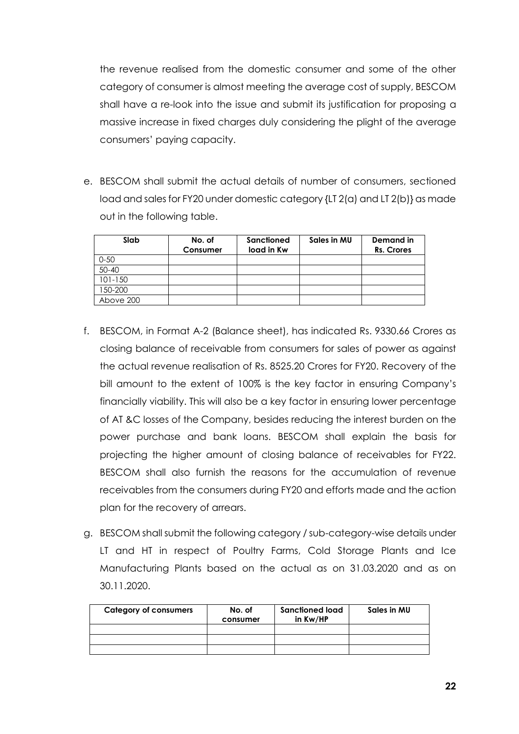the revenue realised from the domestic consumer and some of the other category of consumer is almost meeting the average cost of supply, BESCOM shall have a re-look into the issue and submit its justification for proposing a massive increase in fixed charges duly considering the plight of the average consumers' paying capacity.

e. BESCOM shall submit the actual details of number of consumers, sectioned load and sales for FY20 under domestic category {LT 2(a) and LT 2(b)} as made out in the following table.

| Slab | No. of Consumer | Sanctioned load in Kw | Sales in MU | Demand in Rs. Crores |
|---|---|---|---|---|
| 0-50 | | | | |
| 50-40 | | | | |
| 101-150 | | | | |
| 150-200 | | | | |
| Above 200 | | | | |

f. BESCOM, in Format A-2 (Balance sheet), has indicated Rs. 9330.66 Crores as closing balance of receivable from consumers for sales of power as against the actual revenue realisation of Rs. 8525.20 Crores for FY20. Recovery of the bill amount to the extent of 100% is the key factor in ensuring Company's financially viability. This will also be a key factor in ensuring lower percentage of AT &C losses of the Company, besides reducing the interest burden on the power purchase and bank loans. BESCOM shall explain the basis for projecting the higher amount of closing balance of receivables for FY22. BESCOM shall also furnish the reasons for the accumulation of revenue receivables from the consumers during FY20 and efforts made and the action plan for the recovery of arrears.

g. BESCOM shall submit the following category / sub-category-wise details under LT and HT in respect of Poultry Farms, Cold Storage Plants and Ice Manufacturing Plants based on the actual as on 31.03.2020 and as on 30.11.2020.

| Category of consumers | No. of consumer | Sanctioned load in Kw/HP | Sales in MU |
|---|---|---|---|
| | | | |
| | | | |
| | | | |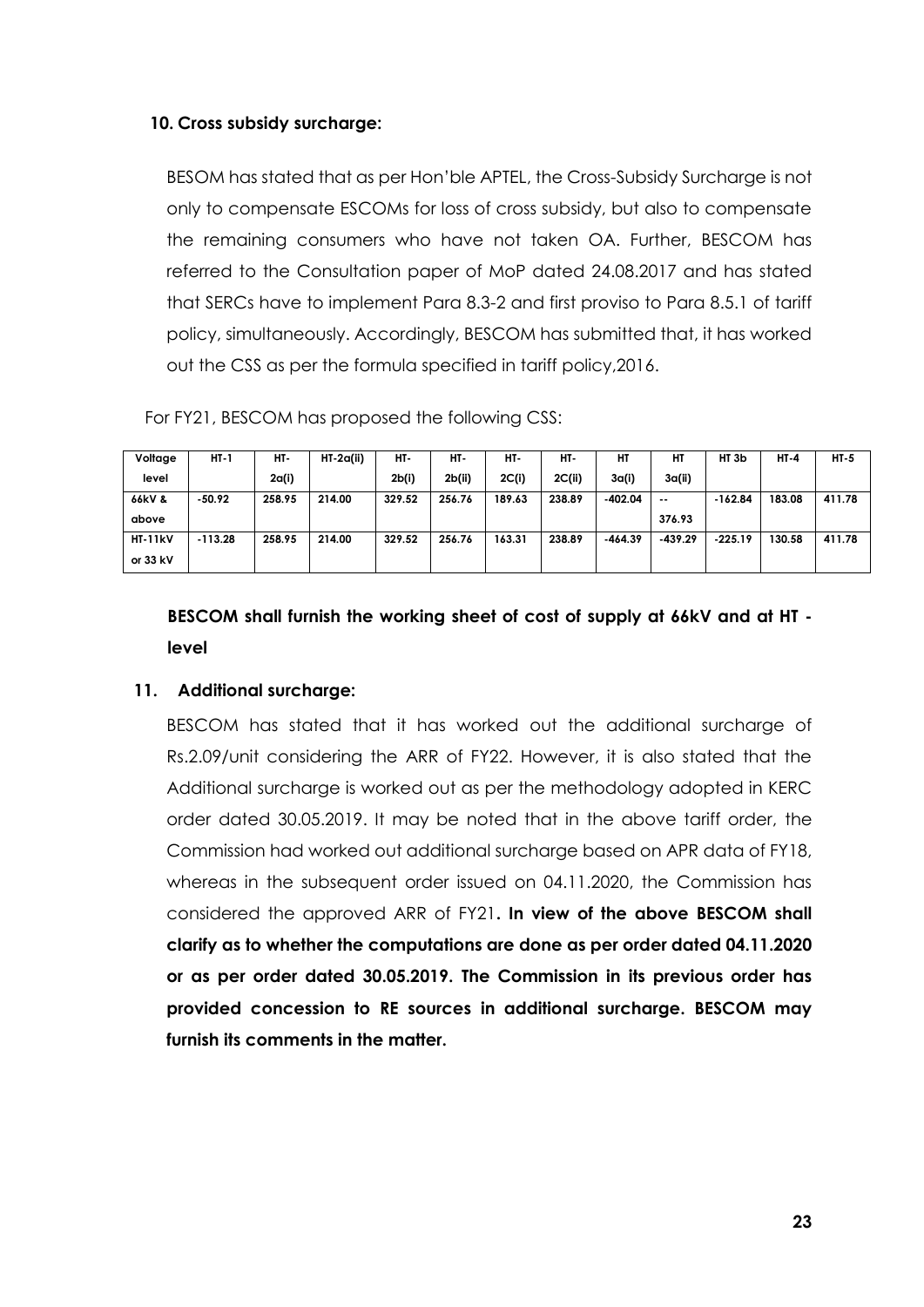### 10. Cross subsidy surcharge:

BESOM has stated that as per Hon'ble APTEL, the Cross-Subsidy Surcharge is not only to compensate ESCOMs for loss of cross subsidy, but also to compensate the remaining consumers who have not taken OA. Further, BESCOM has referred to the Consultation paper of MoP dated 24.08.2017 and has stated that SERCs have to implement Para 8.3-2 and first proviso to Para 8.5.1 of tariff policy, simultaneously. Accordingly, BESCOM has submitted that, it has worked out the CSS as per the formula specified in tariff policy,2016.

For FY21, BESCOM has proposed the following CSS:

| Voltage level | HT-1 | HT-2a(i) | HT-2a(ii) | HT-2b(i) | HT-2b(ii) | HT-2C(i) | HT-2C(ii) | HT 3a(i) | HT 3a(ii) | HT 3b | HT-4 | HT-5 |
|---|---|---|---|---|---|---|---|---|---|---|---|---|
| 66kV & above | -50.92 | 258.95 | 214.00 | 329.52 | 256.76 | 189.63 | 238.89 | -402.04 | --376.93 | -162.84 | 183.08 | 411.78 |
| HT-11kV or 33 kV | -113.28 | 258.95 | 214.00 | 329.52 | 256.76 | 163.31 | 238.89 | -464.39 | -439.29 | -225.19 | 130.58 | 411.78 |

**BESCOM shall furnish the working sheet of cost of supply at 66kV and at HT - level**

### 11. Additional surcharge:

BESCOM has stated that it has worked out the additional surcharge of Rs.2.09/unit considering the ARR of FY22. However, it is also stated that the Additional surcharge is worked out as per the methodology adopted in KERC order dated 30.05.2019. It may be noted that in the above tariff order, the Commission had worked out additional surcharge based on APR data of FY18, whereas in the subsequent order issued on 04.11.2020, the Commission has considered the approved ARR of FY21. **In view of the above BESCOM shall clarify as to whether the computations are done as per order dated 04.11.2020 or as per order dated 30.05.2019. The Commission in its previous order has provided concession to RE sources in additional surcharge. BESCOM may furnish its comments in the matter.**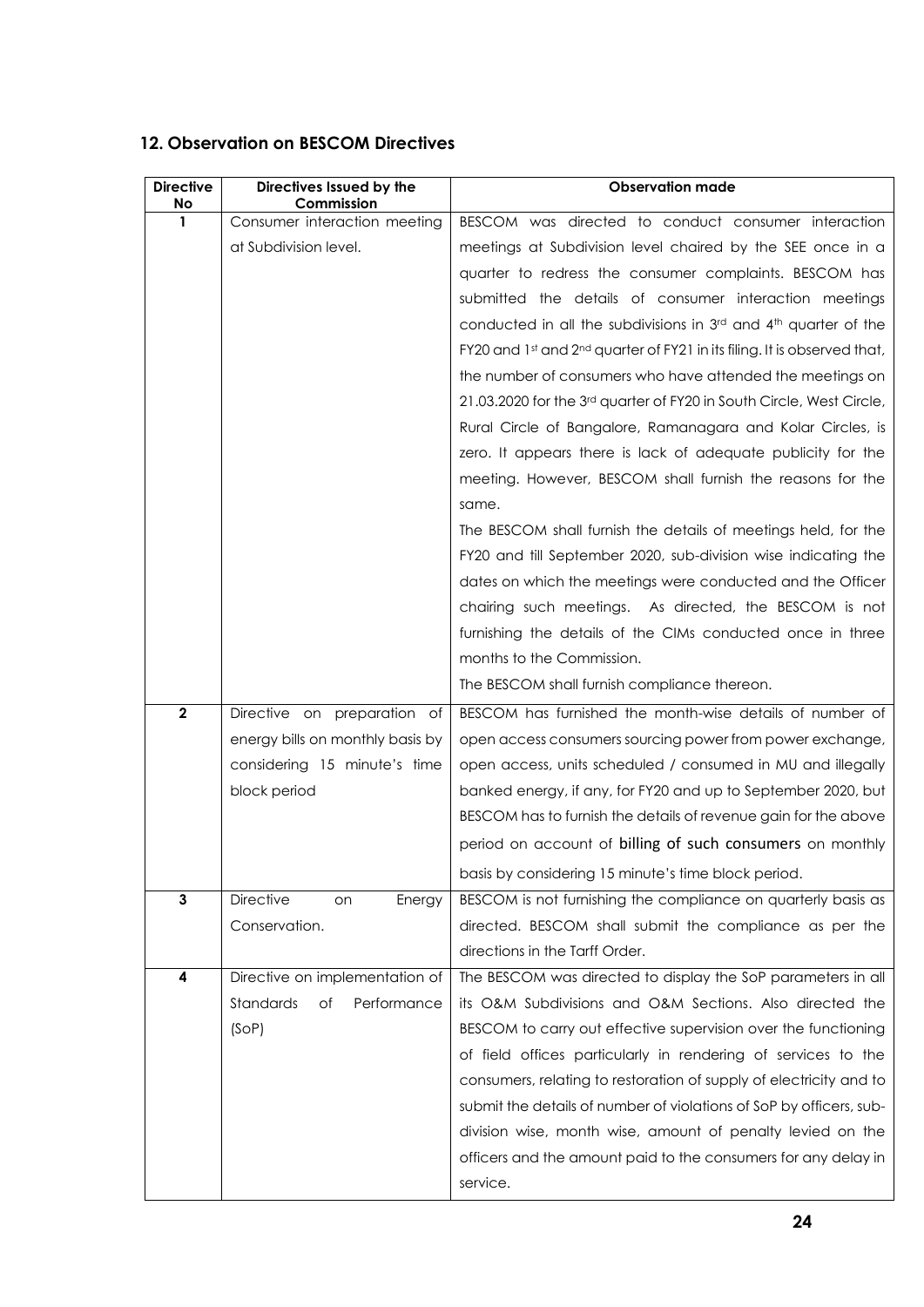## 12. Observation on BESCOM Directives

| Directive No | Directives Issued by the Commission | Observation made |
|---|---|---|
| 1 | Consumer interaction meeting at Subdivision level. | BESCOM was directed to conduct consumer interaction meetings at Subdivision level chaired by the SEE once in a quarter to redress the consumer complaints. BESCOM has submitted the details of consumer interaction meetings conducted in all the subdivisions in 3rd and 4th quarter of the FY20 and 1st and 2nd quarter of FY21 in its filing. It is observed that, the number of consumers who have attended the meetings on 21.03.2020 for the 3rd quarter of FY20 in South Circle, West Circle, Rural Circle of Bangalore, Ramanagara and Kolar Circles, is zero. It appears there is lack of adequate publicity for the meeting. However, BESCOM shall furnish the reasons for the same.<br>The BESCOM shall furnish the details of meetings held, for the FY20 and till September 2020, sub-division wise indicating the dates on which the meetings were conducted and the Officer chairing such meetings. As directed, the BESCOM is not furnishing the details of the CIMs conducted once in three months to the Commission.<br>The BESCOM shall furnish compliance thereon. |
| 2 | Directive on preparation of energy bills on monthly basis by considering 15 minute's time block period | BESCOM has furnished the month-wise details of number of open access consumers sourcing power from power exchange, open access, units scheduled / consumed in MU and illegally banked energy, if any, for FY20 and up to September 2020, but BESCOM has to furnish the details of revenue gain for the above period on account of billing of such consumers on monthly basis by considering 15 minute's time block period. |
| 3 | Directive on Energy Conservation. | BESCOM is not furnishing the compliance on quarterly basis as directed. BESCOM shall submit the compliance as per the directions in the Tarff Order. |
| 4 | Directive on implementation of Standards of Performance (SoP) | The BESCOM was directed to display the SoP parameters in all its O&M Subdivisions and O&M Sections. Also directed the BESCOM to carry out effective supervision over the functioning of field offices particularly in rendering of services to the consumers, relating to restoration of supply of electricity and to submit the details of number of violations of SoP by officers, sub-division wise, month wise, amount of penalty levied on the officers and the amount paid to the consumers for any delay in service. |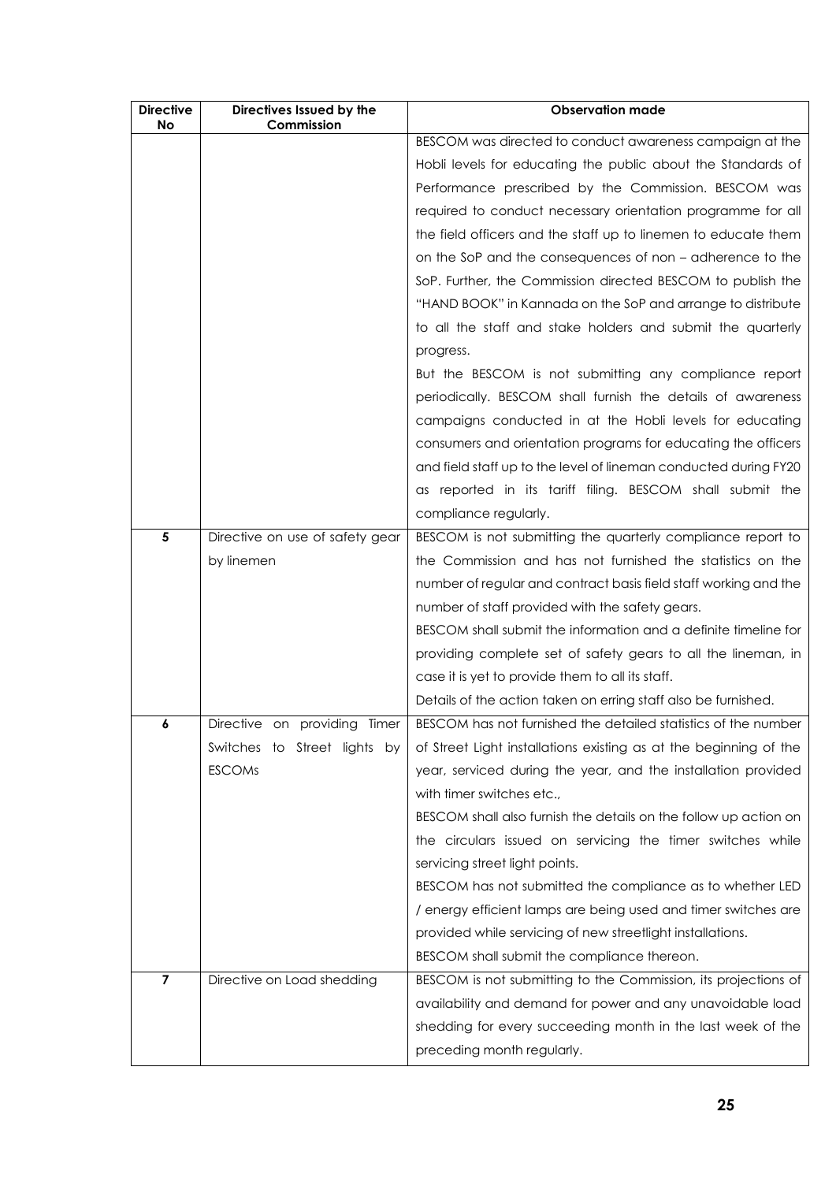| Directive No | Directives Issued by the Commission | Observation made |
|---|---|---|
| | | BESCOM was directed to conduct awareness campaign at the Hobli levels for educating the public about the Standards of Performance prescribed by the Commission. BESCOM was required to conduct necessary orientation programme for all the field officers and the staff up to linemen to educate them on the SoP and the consequences of non – adherence to the SoP. Further, the Commission directed BESCOM to publish the "HAND BOOK" in Kannada on the SoP and arrange to distribute to all the staff and stake holders and submit the quarterly progress.<br>But the BESCOM is not submitting any compliance report periodically. BESCOM shall furnish the details of awareness campaigns conducted in at the Hobli levels for educating consumers and orientation programs for educating the officers and field staff up to the level of lineman conducted during FY20 as reported in its tariff filing. BESCOM shall submit the compliance regularly. |
| 5 | Directive on use of safety gear by linemen | BESCOM is not submitting the quarterly compliance report to the Commission and has not furnished the statistics on the number of regular and contract basis field staff working and the number of staff provided with the safety gears.<br>BESCOM shall submit the information and a definite timeline for providing complete set of safety gears to all the lineman, in case it is yet to provide them to all its staff.<br>Details of the action taken on erring staff also be furnished. |
| 6 | Directive on providing Timer Switches to Street lights by ESCOMs | BESCOM has not furnished the detailed statistics of the number of Street Light installations existing as at the beginning of the year, serviced during the year, and the installation provided with timer switches etc.,<br>BESCOM shall also furnish the details on the follow up action on the circulars issued on servicing the timer switches while servicing street light points.<br>BESCOM has not submitted the compliance as to whether LED / energy efficient lamps are being used and timer switches are provided while servicing of new streetlight installations.<br>BESCOM shall submit the compliance thereon. |
| 7 | Directive on Load shedding | BESCOM is not submitting to the Commission, its projections of availability and demand for power and any unavoidable load shedding for every succeeding month in the last week of the preceding month regularly. |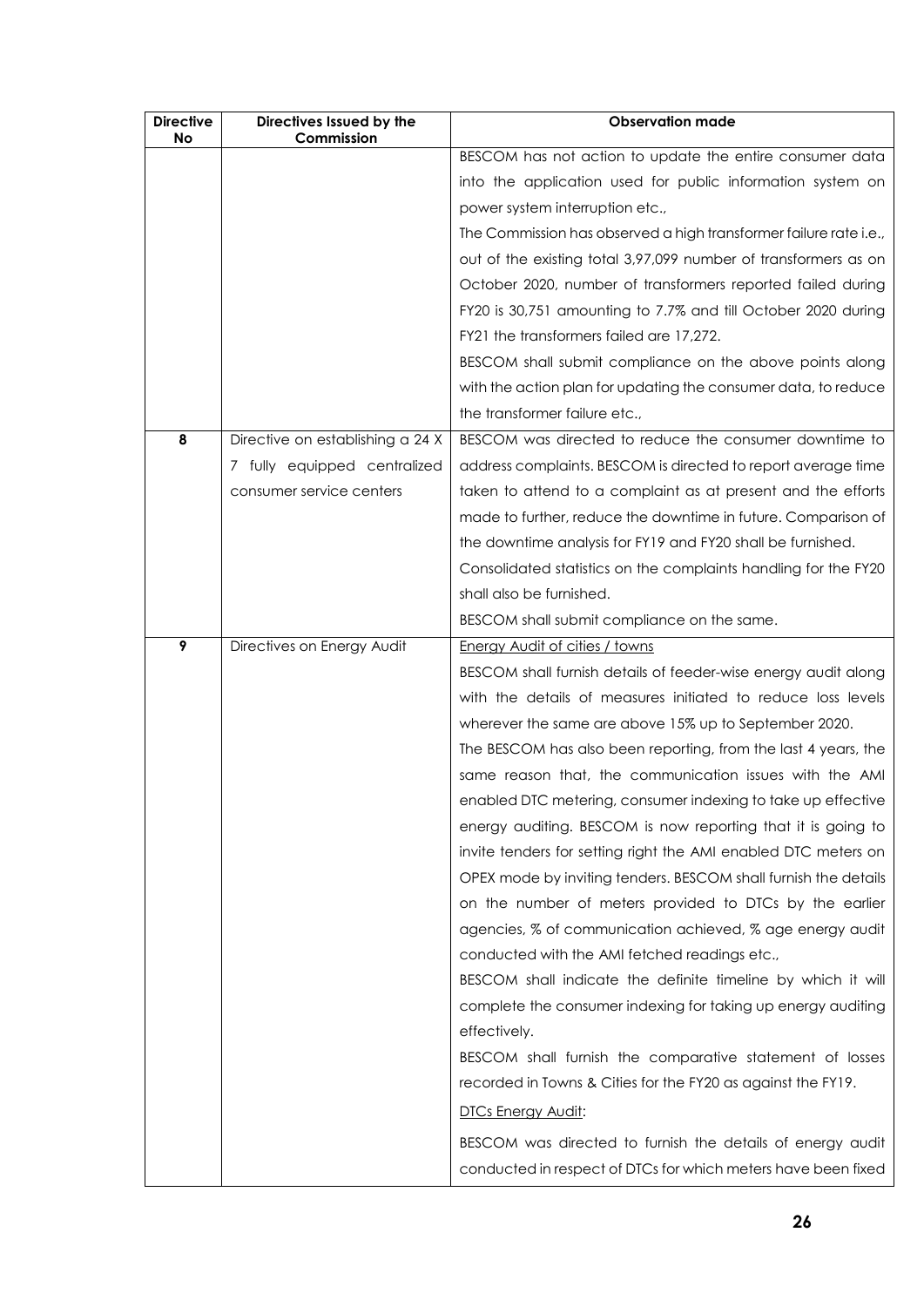| Directive No | Directives Issued by the Commission | Observation made |
|---|---|---|
| | | BESCOM has not action to update the entire consumer data into the application used for public information system on power system interruption etc.,<br>The Commission has observed a high transformer failure rate i.e., out of the existing total 3,97,099 number of transformers as on October 2020, number of transformers reported failed during FY20 is 30,751 amounting to 7.7% and till October 2020 during FY21 the transformers failed are 17,272.<br>BESCOM shall submit compliance on the above points along with the action plan for updating the consumer data, to reduce the transformer failure etc., |
| **8** | Directive on establishing a 24 X 7 fully equipped centralized consumer service centers | BESCOM was directed to reduce the consumer downtime to address complaints. BESCOM is directed to report average time taken to attend to a complaint as at present and the efforts made to further, reduce the downtime in future. Comparison of the downtime analysis for FY19 and FY20 shall be furnished. Consolidated statistics on the complaints handling for the FY20 shall also be furnished.<br>BESCOM shall submit compliance on the same. |
| **9** | Directives on Energy Audit | Energy Audit of cities / towns<br>BESCOM shall furnish details of feeder-wise energy audit along with the details of measures initiated to reduce loss levels wherever the same are above 15% up to September 2020.<br>The BESCOM has also been reporting, from the last 4 years, the same reason that, the communication issues with the AMI enabled DTC metering, consumer indexing to take up effective energy auditing. BESCOM is now reporting that it is going to invite tenders for setting right the AMI enabled DTC meters on OPEX mode by inviting tenders. BESCOM shall furnish the details on the number of meters provided to DTCs by the earlier agencies, % of communication achieved, % age energy audit conducted with the AMI fetched readings etc.,<br>BESCOM shall indicate the definite timeline by which it will complete the consumer indexing for taking up energy auditing effectively.<br>BESCOM shall furnish the comparative statement of losses recorded in Towns & Cities for the FY20 as against the FY19.<br>DTCs Energy Audit:<br>BESCOM was directed to furnish the details of energy audit conducted in respect of DTCs for which meters have been fixed |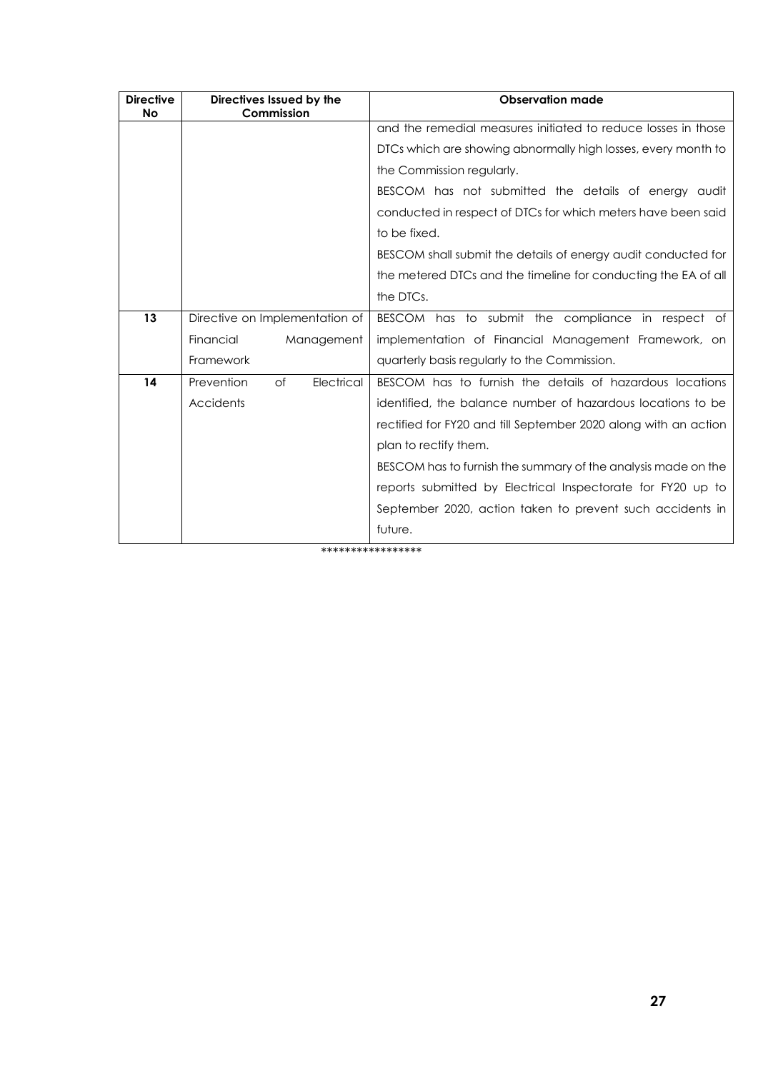| Directive No | Directives Issued by the Commission | Observation made |
|---|---|---|
| | | and the remedial measures initiated to reduce losses in those DTCs which are showing abnormally high losses, every month to the Commission regularly.<br>BESCOM has not submitted the details of energy audit conducted in respect of DTCs for which meters have been said to be fixed.<br>BESCOM shall submit the details of energy audit conducted for the metered DTCs and the timeline for conducting the EA of all the DTCs. |
| **13** | Directive on Implementation of Financial Management Framework | BESCOM has to submit the compliance in respect of implementation of Financial Management Framework, on quarterly basis regularly to the Commission. |
| **14** | Prevention of Electrical Accidents | BESCOM has to furnish the details of hazardous locations identified, the balance number of hazardous locations to be rectified for FY20 and till September 2020 along with an action plan to rectify them.<br>BESCOM has to furnish the summary of the analysis made on the reports submitted by Electrical Inspectorate for FY20 up to September 2020, action taken to prevent such accidents in future. |

*****************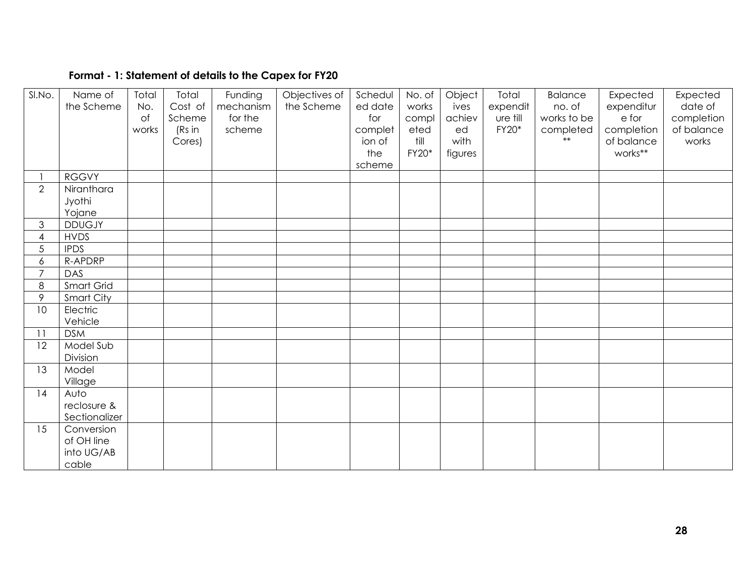**Format - 1: Statement of details to the Capex for FY20**

| Sl.No. | Name of the Scheme | Total No. of works | Total Cost of Scheme (Rs in Cores) | Funding mechanism for the scheme | Objectives of the Scheme | Scheduled date for completion of the scheme | No. of works completed till FY20* | Objectives achieved with figures | Total expenditure till FY20* | Balance no. of works to be completed ** | Expected expenditure for completion of balance works** | Expected date of completion of balance works |
|---|---|---|---|---|---|---|---|---|---|---|---|---|
| 1 | RGGVY | | | | | | | | | | | |
| 2 | Niranthara Jyothi Yojane | | | | | | | | | | | |
| 3 | DDUGJY | | | | | | | | | | | |
| 4 | HVDS | | | | | | | | | | | |
| 5 | IPDS | | | | | | | | | | | |
| 6 | R-APDRP | | | | | | | | | | | |
| 7 | DAS | | | | | | | | | | | |
| 8 | Smart Grid | | | | | | | | | | | |
| 9 | Smart City | | | | | | | | | | | |
| 10 | Electric Vehicle | | | | | | | | | | | |
| 11 | DSM | | | | | | | | | | | |
| 12 | Model Sub Division | | | | | | | | | | | |
| 13 | Model Village | | | | | | | | | | | |
| 14 | Auto reclosure & Sectionalizer | | | | | | | | | | | |
| 15 | Conversion of OH line into UG/AB cable | | | | | | | | | | | |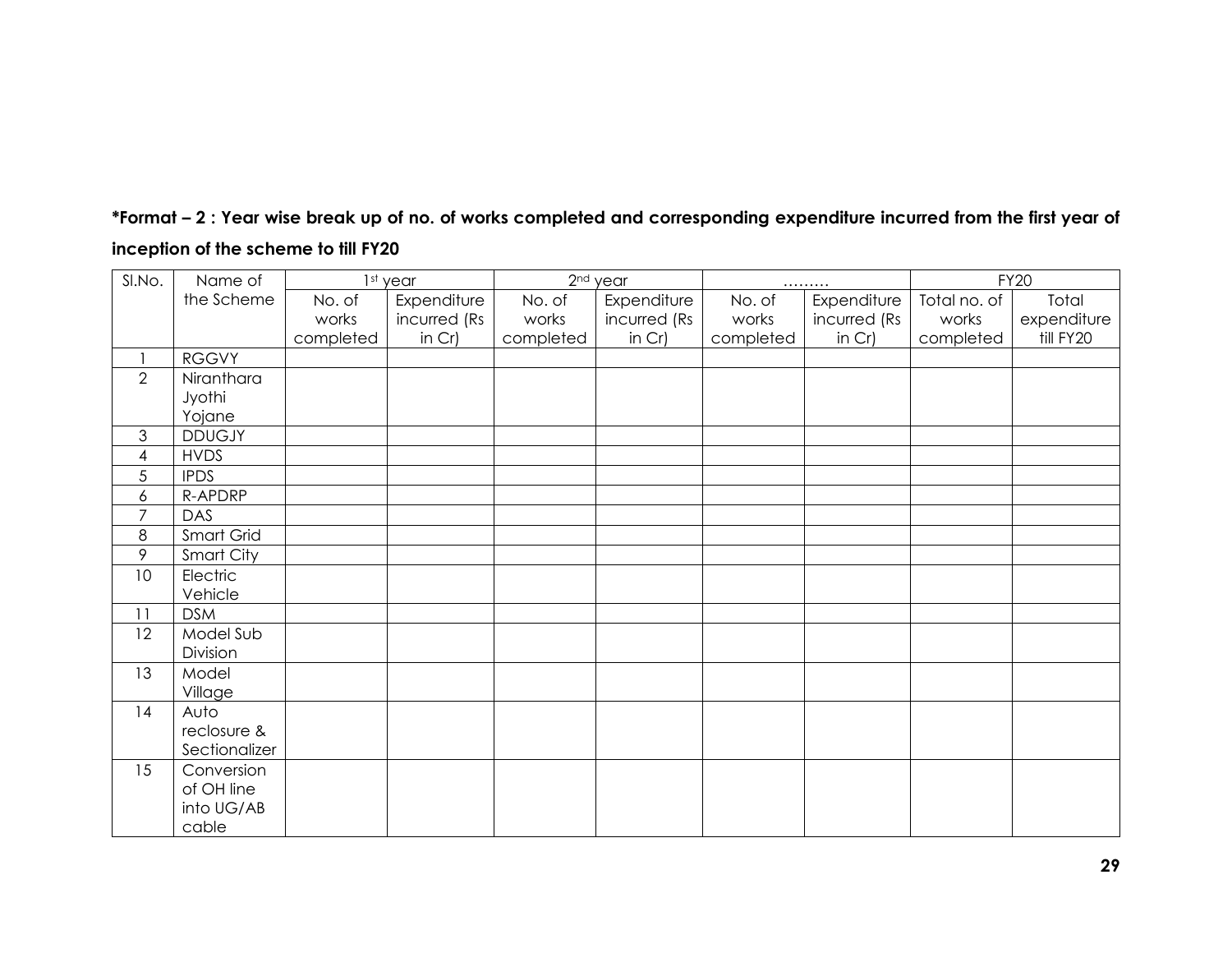**\*Format – 2 : Year wise break up of no. of works completed and corresponding expenditure incurred from the first year of inception of the scheme to till FY20**

| Sl.No. | Name of the Scheme | 1st year | | 2nd year | | ……… | | FY20 | |
|---|---|---|---|---|---|---|---|---|---|
| | | No. of works completed | Expenditure incurred (Rs in Cr) | No. of works completed | Expenditure incurred (Rs in Cr) | No. of works completed | Expenditure incurred (Rs in Cr) | Total no. of works completed | Total expenditure till FY20 |
| 1 | RGGVY | | | | | | | | |
| 2 | Niranthara Jyothi Yojane | | | | | | | | |
| 3 | DDUGJY | | | | | | | | |
| 4 | HVDS | | | | | | | | |
| 5 | IPDS | | | | | | | | |
| 6 | R-APDRP | | | | | | | | |
| 7 | DAS | | | | | | | | |
| 8 | Smart Grid | | | | | | | | |
| 9 | Smart City | | | | | | | | |
| 10 | Electric Vehicle | | | | | | | | |
| 11 | DSM | | | | | | | | |
| 12 | Model Sub Division | | | | | | | | |
| 13 | Model Village | | | | | | | | |
| 14 | Auto reclosure & Sectionalizer | | | | | | | | |
| 15 | Conversion of OH line into UG/AB cable | | | | | | | | |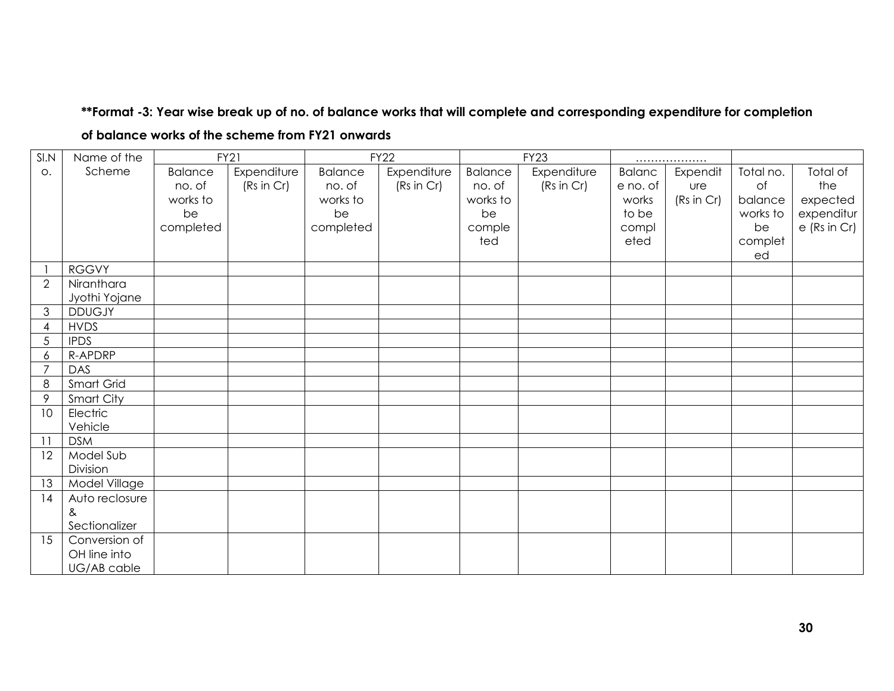**\*\*Format -3: Year wise break up of no. of balance works that will complete and corresponding expenditure for completion of balance works of the scheme from FY21 onwards**

| Sl.No. | Name of the Scheme | FY21 | | FY22 | | FY23 | | ……………… | | | |
|---|---|---|---|---|---|---|---|---|---|---|---|
| | | Balance no. of works to be completed | Expenditure (Rs in Cr) | Balance no. of works to be completed | Expenditure (Rs in Cr) | Balance no. of works to be completed | Expenditure (Rs in Cr) | Balance no. of works to be completed | Expenditure (Rs in Cr) | Total no. of balance works to be completed | Total of the expected expenditure (Rs in Cr) |
| 1 | RGGVY | | | | | | | | | | |
| 2 | Niranthara Jyothi Yojane | | | | | | | | | | |
| 3 | DDUGJY | | | | | | | | | | |
| 4 | HVDS | | | | | | | | | | |
| 5 | IPDS | | | | | | | | | | |
| 6 | R-APDRP | | | | | | | | | | |
| 7 | DAS | | | | | | | | | | |
| 8 | Smart Grid | | | | | | | | | | |
| 9 | Smart City | | | | | | | | | | |
| 10 | Electric Vehicle | | | | | | | | | | |
| 11 | DSM | | | | | | | | | | |
| 12 | Model Sub Division | | | | | | | | | | |
| 13 | Model Village | | | | | | | | | | |
| 14 | Auto reclosure & Sectionalizer | | | | | | | | | | |
| 15 | Conversion of OH line into UG/AB cable | | | | | | | | | | |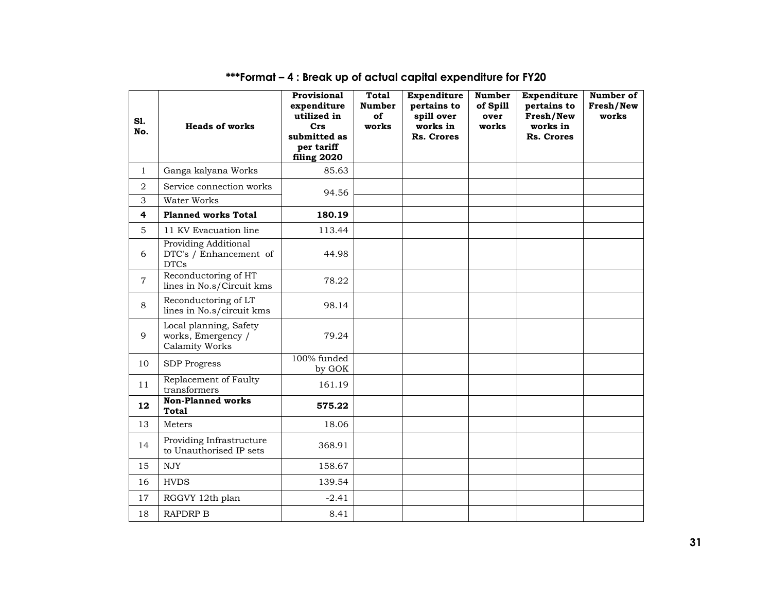### ***Format – 4 : Break up of actual capital expenditure for FY20

| Sl. No. | Heads of works | Provisional expenditure utilized in Crs submitted as per tariff filing 2020 | Total Number of works | Expenditure pertains to spill over works in Rs. Crores | Number of Spill over works | Expenditure pertains to Fresh/New works in Rs. Crores | Number of Fresh/New works |
|---|---|---|---|---|---|---|---|
| 1 | Ganga kalyana Works | 85.63 | | | | | |
| 2 | Service connection works | 94.56 | | | | | |
| 3 | Water Works | | | | | | |
| **4** | **Planned works Total** | **180.19** | | | | | |
| 5 | 11 KV Evacuation line | 113.44 | | | | | |
| 6 | Providing Additional DTC's / Enhancement of DTCs | 44.98 | | | | | |
| 7 | Reconductoring of HT lines in No.s/Circuit kms | 78.22 | | | | | |
| 8 | Reconductoring of LT lines in No.s/circuit kms | 98.14 | | | | | |
| 9 | Local planning, Safety works, Emergency / Calamity Works | 79.24 | | | | | |
| 10 | SDP Progress | 100% funded by GOK | | | | | |
| 11 | Replacement of Faulty transformers | 161.19 | | | | | |
| **12** | **Non-Planned works Total** | **575.22** | | | | | |
| 13 | Meters | 18.06 | | | | | |
| 14 | Providing Infrastructure to Unauthorised IP sets | 368.91 | | | | | |
| 15 | NJY | 158.67 | | | | | |
| 16 | HVDS | 139.54 | | | | | |
| 17 | RGGVY 12th plan | -2.41 | | | | | |
| 18 | RAPDRP B | 8.41 | | | | | |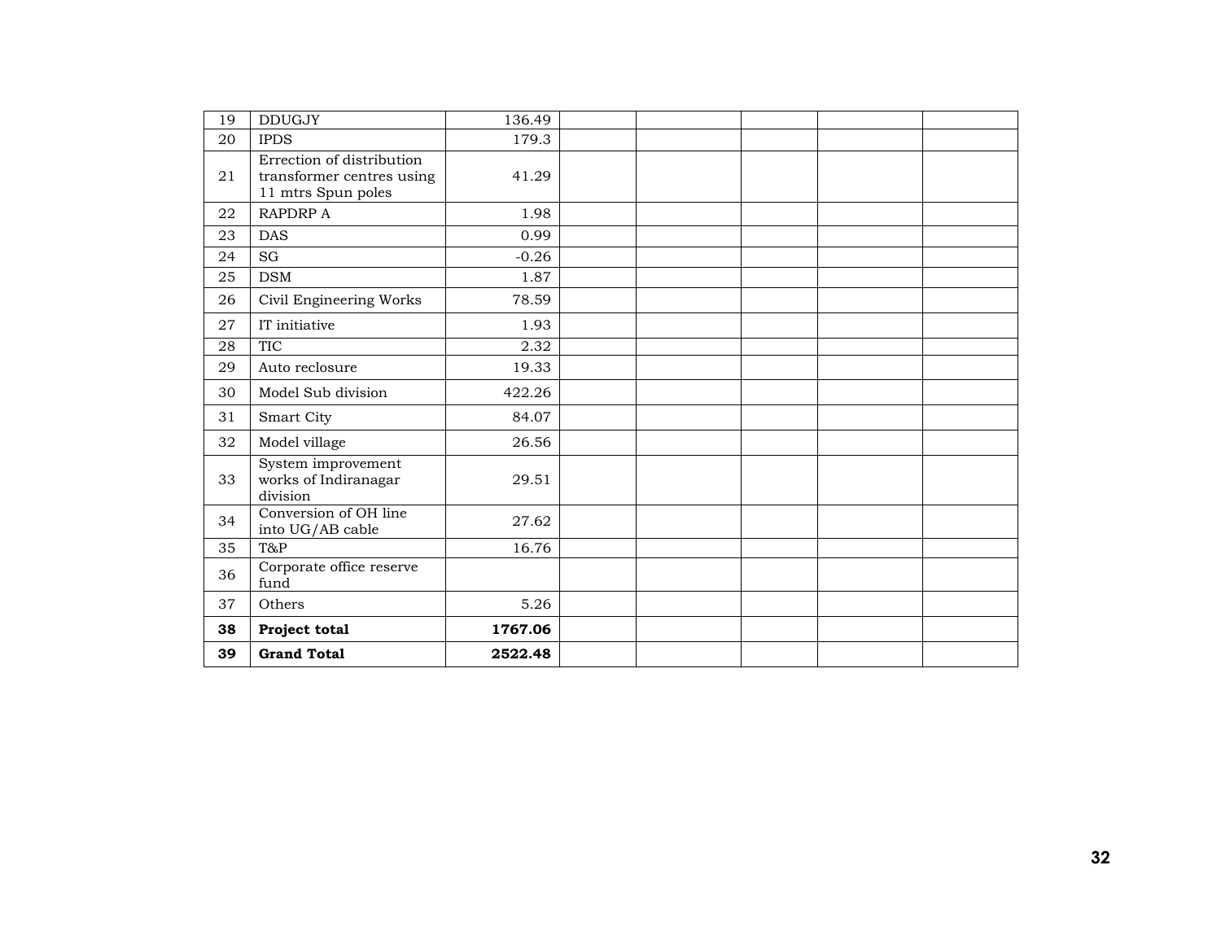| 19 | DDUGJY | 136.49 | | | | | |
|---|---|---|---|---|---|---|---|
| 20 | IPDS | 179.3 | | | | | |
| 21 | Errection of distribution transformer centres using 11 mtrs Spun poles | 41.29 | | | | | |
| 22 | RAPDRP A | 1.98 | | | | | |
| 23 | DAS | 0.99 | | | | | |
| 24 | SG | -0.26 | | | | | |
| 25 | DSM | 1.87 | | | | | |
| 26 | Civil Engineering Works | 78.59 | | | | | |
| 27 | IT initiative | 1.93 | | | | | |
| 28 | TIC | 2.32 | | | | | |
| 29 | Auto reclosure | 19.33 | | | | | |
| 30 | Model Sub division | 422.26 | | | | | |
| 31 | Smart City | 84.07 | | | | | |
| 32 | Model village | 26.56 | | | | | |
| 33 | System improvement works of Indiranagar division | 29.51 | | | | | |
| 34 | Conversion of OH line into UG/AB cable | 27.62 | | | | | |
| 35 | T&P | 16.76 | | | | | |
| 36 | Corporate office reserve fund | | | | | | |
| 37 | Others | 5.26 | | | | | |
| **38** | **Project total** | **1767.06** | | | | | |
| **39** | **Grand Total** | **2522.48** | | | | | |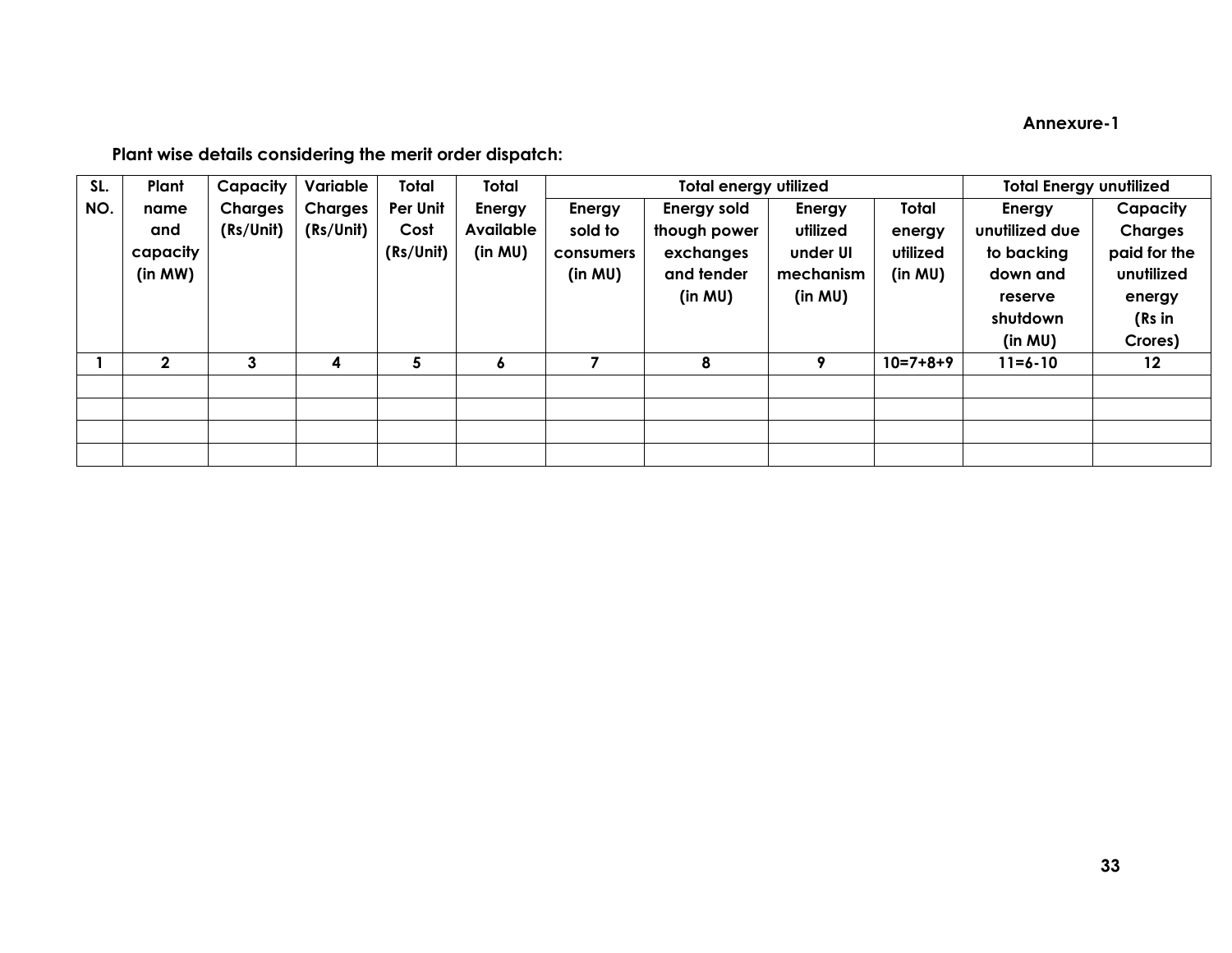**Annexure-1**

**Plant wise details considering the merit order dispatch:**

| SL. NO. | Plant name and capacity (in MW) | Capacity Charges (Rs/Unit) | Variable Charges (Rs/Unit) | Total Per Unit Cost (Rs/Unit) | Total Energy Available (in MU) | Total energy utilized | | | | Total Energy unutilized | |
|---|---|---|---|---|---|---|---|---|---|---|---|
| | | | | | | Energy sold to consumers (in MU) | Energy sold though power exchanges and tender (in MU) | Energy utilized under UI mechanism (in MU) | Total energy utilized (in MU) | Energy unutilized due to backing down and reserve shutdown (in MU) | Capacity Charges paid for the unutilized energy (Rs in Crores) |
| 1 | 2 | 3 | 4 | 5 | 6 | 7 | 8 | 9 | 10=7+8+9 | 11=6-10 | 12 |
| | | | | | | | | | | | |
| | | | | | | | | | | | |
| | | | | | | | | | | | |
| | | | | | | | | | | | |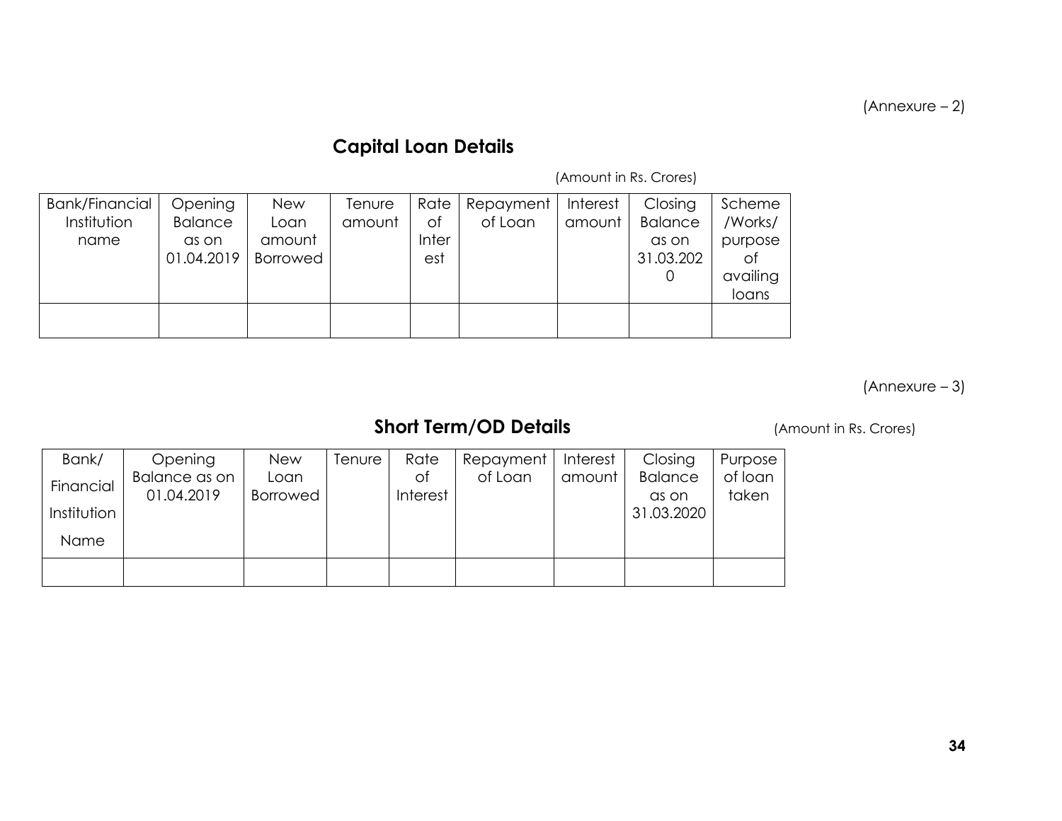(Annexure – 2)

## Capital Loan Details

(Amount in Rs. Crores)

| Bank/Financial Institution name | Opening Balance as on 01.04.2019 | New Loan amount Borrowed | Tenure amount | Rate of Interest | Repayment of Loan | Interest amount | Closing Balance as on 31.03.2020 | Scheme /Works/ purpose of availing loans |
|---|---|---|---|---|---|---|---|---|
| | | | | | | | | |

(Annexure – 3)

## Short Term/OD Details

(Amount in Rs. Crores)

| Bank/ Financial Institution Name | Opening Balance as on 01.04.2019 | New Loan Borrowed | Tenure | Rate of Interest | Repayment of Loan | Interest amount | Closing Balance as on 31.03.2020 | Purpose of loan taken |
|---|---|---|---|---|---|---|---|---|
| | | | | | | | | |